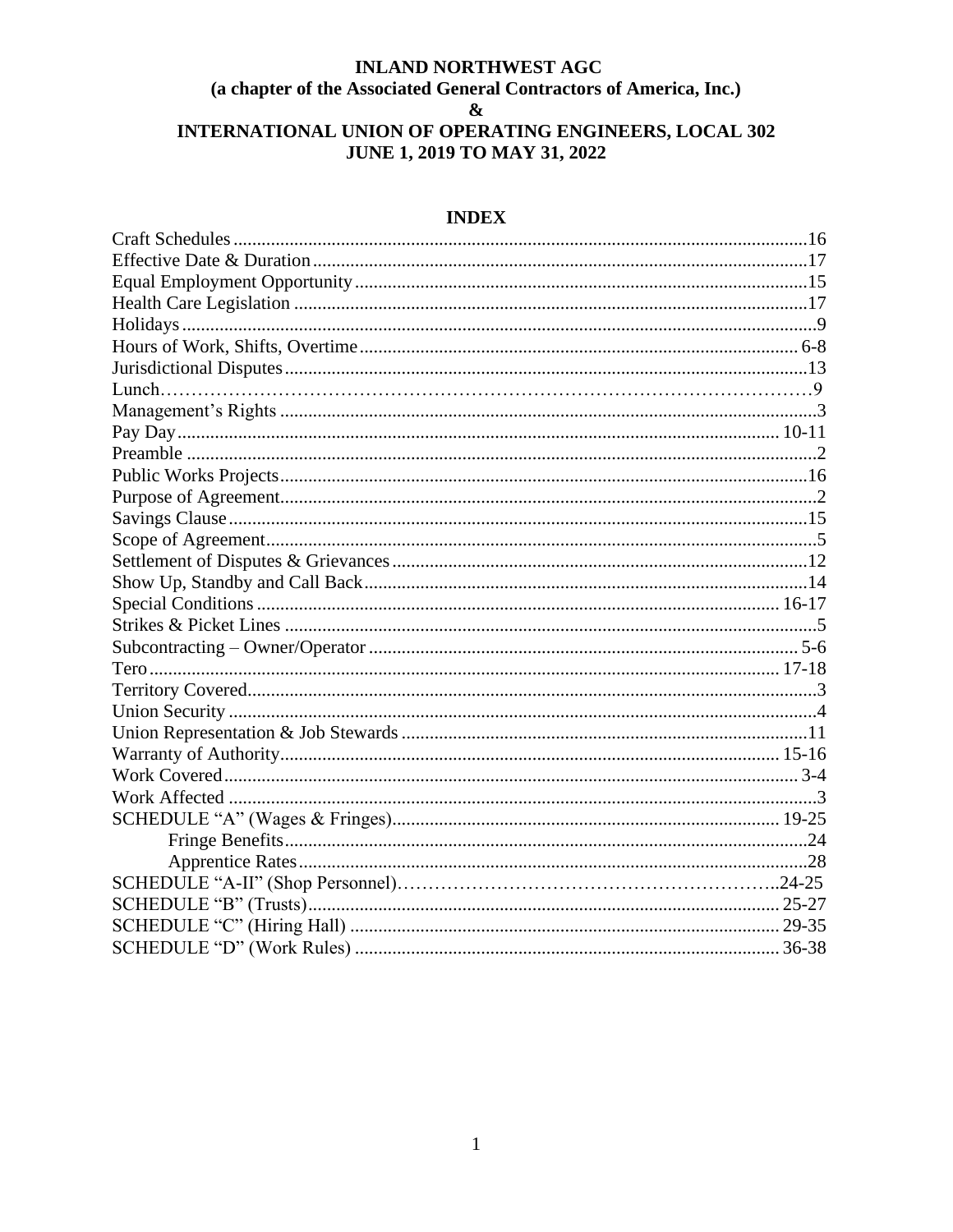**INLAND NORTHWEST AGC**
**(a chapter of the Associated General Contractors of America, Inc.)**
**&**
**INTERNATIONAL UNION OF OPERATING ENGINEERS, LOCAL 302**
**JUNE 1, 2019 TO MAY 31, 2022**

## INDEX

| | |
|---|---|
| Craft Schedules | 16 |
| Effective Date & Duration | 17 |
| Equal Employment Opportunity | 15 |
| Health Care Legislation | 17 |
| Holidays | 9 |
| Hours of Work, Shifts, Overtime | 6-8 |
| Jurisdictional Disputes | 13 |
| Lunch | 9 |
| Management's Rights | 3 |
| Pay Day | 10-11 |
| Preamble | 2 |
| Public Works Projects | 16 |
| Purpose of Agreement | 2 |
| Savings Clause | 15 |
| Scope of Agreement | 5 |
| Settlement of Disputes & Grievances | 12 |
| Show Up, Standby and Call Back | 14 |
| Special Conditions | 16-17 |
| Strikes & Picket Lines | 5 |
| Subcontracting – Owner/Operator | 5-6 |
| Tero | 17-18 |
| Territory Covered | 3 |
| Union Security | 4 |
| Union Representation & Job Stewards | 11 |
| Warranty of Authority | 15-16 |
| Work Covered | 3-4 |
| Work Affected | 3 |
| SCHEDULE "A" (Wages & Fringes) | 19-25 |
| Fringe Benefits | 24 |
| Apprentice Rates | 28 |
| SCHEDULE "A-II" (Shop Personnel) | 24-25 |
| SCHEDULE "B" (Trusts) | 25-27 |
| SCHEDULE "C" (Hiring Hall) | 29-35 |
| SCHEDULE "D" (Work Rules) | 36-38 |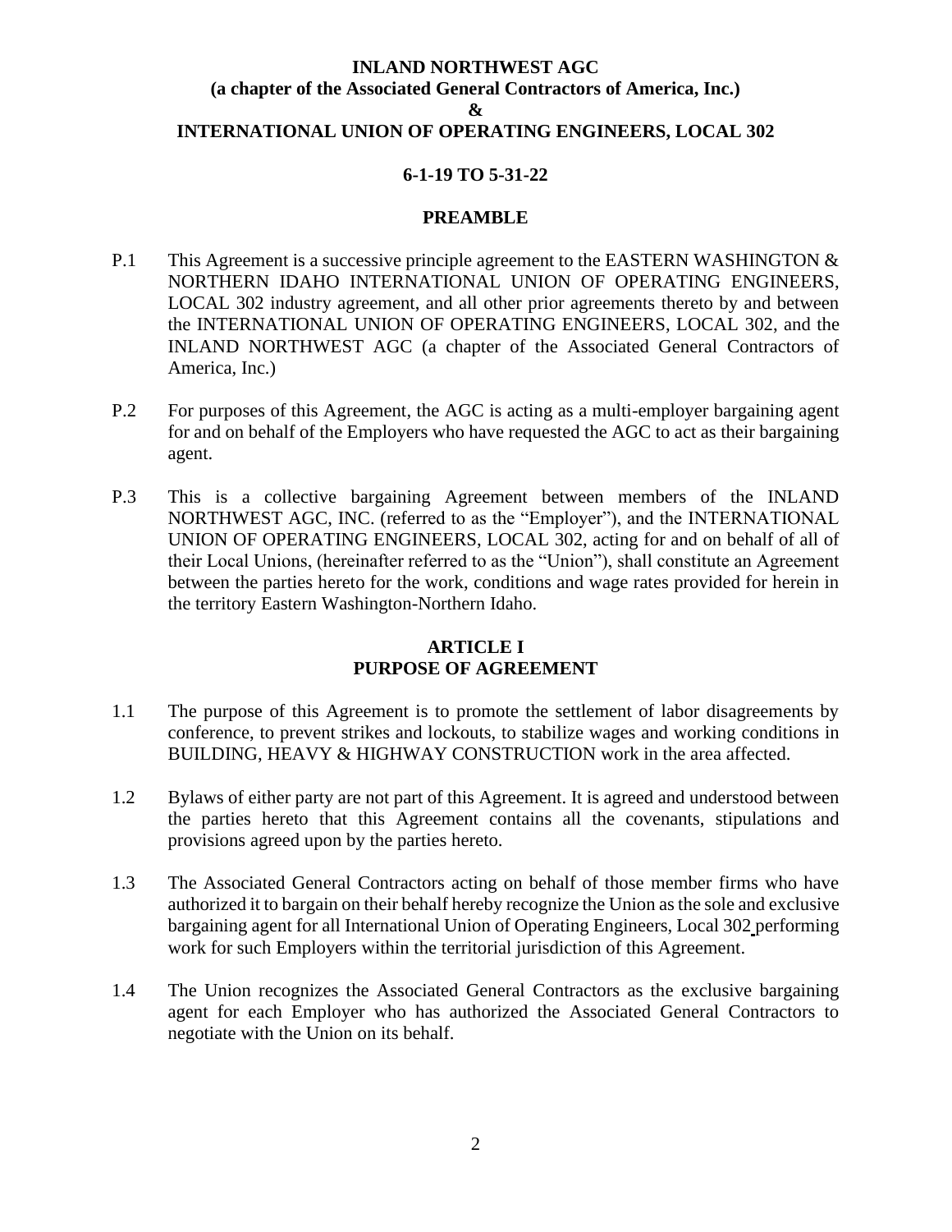**INLAND NORTHWEST AGC**
**(a chapter of the Associated General Contractors of America, Inc.)**
**&**
**INTERNATIONAL UNION OF OPERATING ENGINEERS, LOCAL 302**

**6-1-19 TO 5-31-22**

## PREAMBLE

P.1 This Agreement is a successive principle agreement to the EASTERN WASHINGTON & NORTHERN IDAHO INTERNATIONAL UNION OF OPERATING ENGINEERS, LOCAL 302 industry agreement, and all other prior agreements thereto by and between the INTERNATIONAL UNION OF OPERATING ENGINEERS, LOCAL 302, and the INLAND NORTHWEST AGC (a chapter of the Associated General Contractors of America, Inc.)

P.2 For purposes of this Agreement, the AGC is acting as a multi-employer bargaining agent for and on behalf of the Employers who have requested the AGC to act as their bargaining agent.

P.3 This is a collective bargaining Agreement between members of the INLAND NORTHWEST AGC, INC. (referred to as the "Employer"), and the INTERNATIONAL UNION OF OPERATING ENGINEERS, LOCAL 302, acting for and on behalf of all of their Local Unions, (hereinafter referred to as the "Union"), shall constitute an Agreement between the parties hereto for the work, conditions and wage rates provided for herein in the territory Eastern Washington-Northern Idaho.

## ARTICLE I
## PURPOSE OF AGREEMENT

1.1 The purpose of this Agreement is to promote the settlement of labor disagreements by conference, to prevent strikes and lockouts, to stabilize wages and working conditions in BUILDING, HEAVY & HIGHWAY CONSTRUCTION work in the area affected.

1.2 Bylaws of either party are not part of this Agreement. It is agreed and understood between the parties hereto that this Agreement contains all the covenants, stipulations and provisions agreed upon by the parties hereto.

1.3 The Associated General Contractors acting on behalf of those member firms who have authorized it to bargain on their behalf hereby recognize the Union as the sole and exclusive bargaining agent for all International Union of Operating Engineers, Local 302 performing work for such Employers within the territorial jurisdiction of this Agreement.

1.4 The Union recognizes the Associated General Contractors as the exclusive bargaining agent for each Employer who has authorized the Associated General Contractors to negotiate with the Union on its behalf.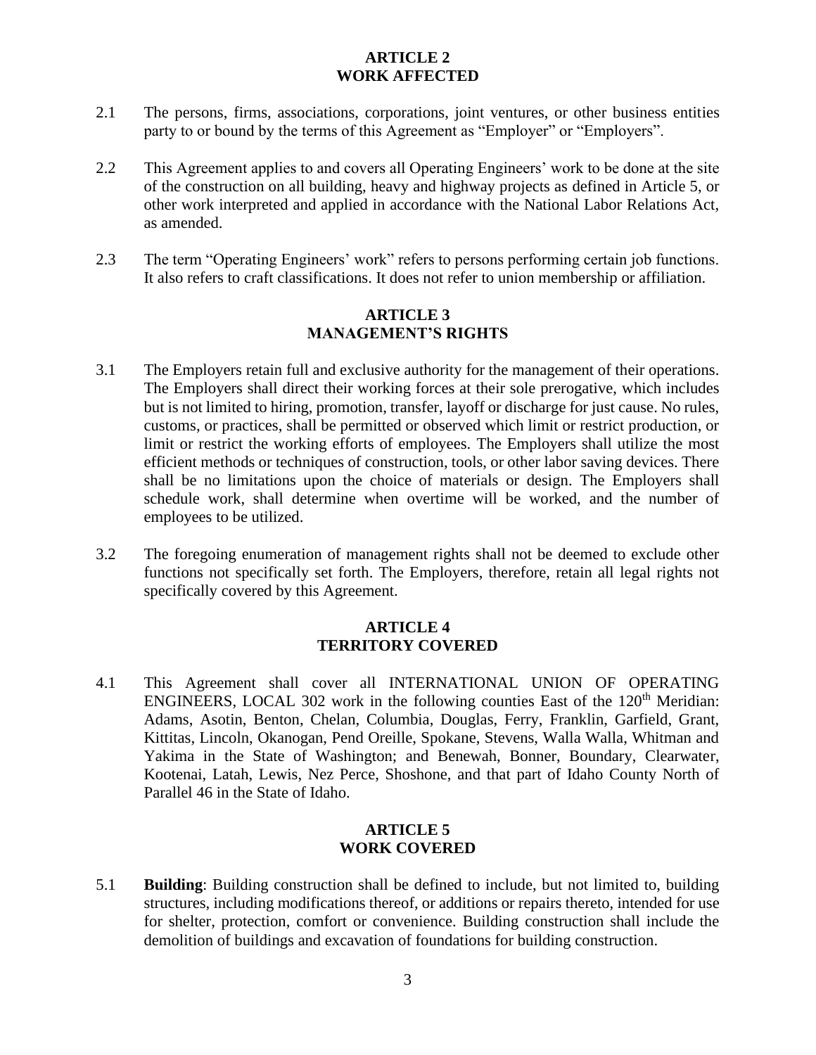## ARTICLE 2
## WORK AFFECTED

2.1 The persons, firms, associations, corporations, joint ventures, or other business entities party to or bound by the terms of this Agreement as "Employer" or "Employers".

2.2 This Agreement applies to and covers all Operating Engineers' work to be done at the site of the construction on all building, heavy and highway projects as defined in Article 5, or other work interpreted and applied in accordance with the National Labor Relations Act, as amended.

2.3 The term "Operating Engineers' work" refers to persons performing certain job functions. It also refers to craft classifications. It does not refer to union membership or affiliation.

## ARTICLE 3
## MANAGEMENT'S RIGHTS

3.1 The Employers retain full and exclusive authority for the management of their operations. The Employers shall direct their working forces at their sole prerogative, which includes but is not limited to hiring, promotion, transfer, layoff or discharge for just cause. No rules, customs, or practices, shall be permitted or observed which limit or restrict production, or limit or restrict the working efforts of employees. The Employers shall utilize the most efficient methods or techniques of construction, tools, or other labor saving devices. There shall be no limitations upon the choice of materials or design. The Employers shall schedule work, shall determine when overtime will be worked, and the number of employees to be utilized.

3.2 The foregoing enumeration of management rights shall not be deemed to exclude other functions not specifically set forth. The Employers, therefore, retain all legal rights not specifically covered by this Agreement.

## ARTICLE 4
## TERRITORY COVERED

4.1 This Agreement shall cover all INTERNATIONAL UNION OF OPERATING ENGINEERS, LOCAL 302 work in the following counties East of the 120th Meridian: Adams, Asotin, Benton, Chelan, Columbia, Douglas, Ferry, Franklin, Garfield, Grant, Kittitas, Lincoln, Okanogan, Pend Oreille, Spokane, Stevens, Walla Walla, Whitman and Yakima in the State of Washington; and Benewah, Bonner, Boundary, Clearwater, Kootenai, Latah, Lewis, Nez Perce, Shoshone, and that part of Idaho County North of Parallel 46 in the State of Idaho.

## ARTICLE 5
## WORK COVERED

5.1 **Building**: Building construction shall be defined to include, but not limited to, building structures, including modifications thereof, or additions or repairs thereto, intended for use for shelter, protection, comfort or convenience. Building construction shall include the demolition of buildings and excavation of foundations for building construction.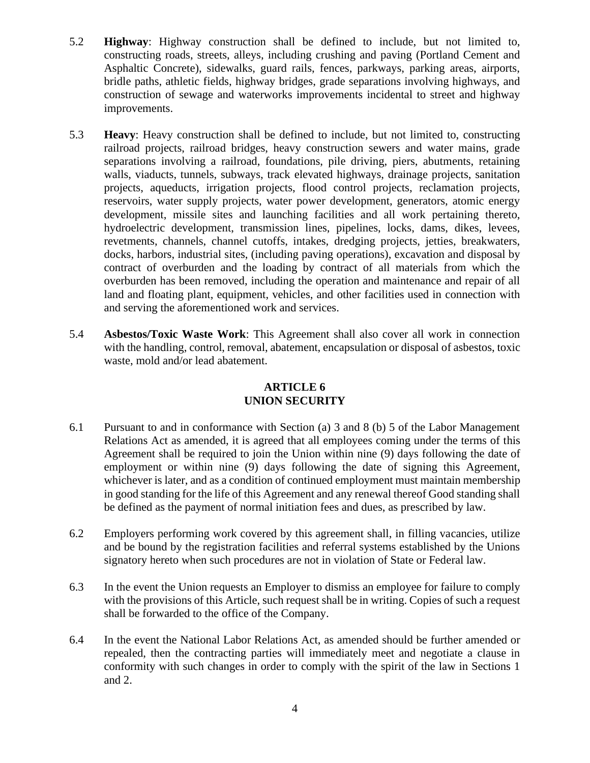5.2 **Highway**: Highway construction shall be defined to include, but not limited to, constructing roads, streets, alleys, including crushing and paving (Portland Cement and Asphaltic Concrete), sidewalks, guard rails, fences, parkways, parking areas, airports, bridle paths, athletic fields, highway bridges, grade separations involving highways, and construction of sewage and waterworks improvements incidental to street and highway improvements.

5.3 **Heavy**: Heavy construction shall be defined to include, but not limited to, constructing railroad projects, railroad bridges, heavy construction sewers and water mains, grade separations involving a railroad, foundations, pile driving, piers, abutments, retaining walls, viaducts, tunnels, subways, track elevated highways, drainage projects, sanitation projects, aqueducts, irrigation projects, flood control projects, reclamation projects, reservoirs, water supply projects, water power development, generators, atomic energy development, missile sites and launching facilities and all work pertaining thereto, hydroelectric development, transmission lines, pipelines, locks, dams, dikes, levees, revetments, channels, channel cutoffs, intakes, dredging projects, jetties, breakwaters, docks, harbors, industrial sites, (including paving operations), excavation and disposal by contract of overburden and the loading by contract of all materials from which the overburden has been removed, including the operation and maintenance and repair of all land and floating plant, equipment, vehicles, and other facilities used in connection with and serving the aforementioned work and services.

5.4 **Asbestos/Toxic Waste Work**: This Agreement shall also cover all work in connection with the handling, control, removal, abatement, encapsulation or disposal of asbestos, toxic waste, mold and/or lead abatement.

## ARTICLE 6
## UNION SECURITY

6.1 Pursuant to and in conformance with Section (a) 3 and 8 (b) 5 of the Labor Management Relations Act as amended, it is agreed that all employees coming under the terms of this Agreement shall be required to join the Union within nine (9) days following the date of employment or within nine (9) days following the date of signing this Agreement, whichever is later, and as a condition of continued employment must maintain membership in good standing for the life of this Agreement and any renewal thereof Good standing shall be defined as the payment of normal initiation fees and dues, as prescribed by law.

6.2 Employers performing work covered by this agreement shall, in filling vacancies, utilize and be bound by the registration facilities and referral systems established by the Unions signatory hereto when such procedures are not in violation of State or Federal law.

6.3 In the event the Union requests an Employer to dismiss an employee for failure to comply with the provisions of this Article, such request shall be in writing. Copies of such a request shall be forwarded to the office of the Company.

6.4 In the event the National Labor Relations Act, as amended should be further amended or repealed, then the contracting parties will immediately meet and negotiate a clause in conformity with such changes in order to comply with the spirit of the law in Sections 1 and 2.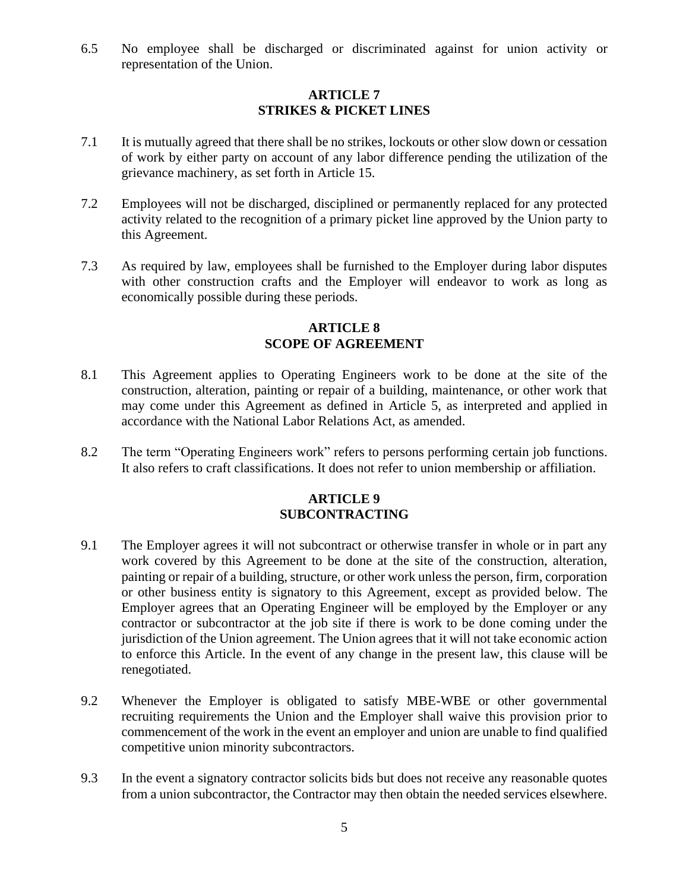6.5 No employee shall be discharged or discriminated against for union activity or representation of the Union.

## ARTICLE 7
## STRIKES & PICKET LINES

7.1 It is mutually agreed that there shall be no strikes, lockouts or other slow down or cessation of work by either party on account of any labor difference pending the utilization of the grievance machinery, as set forth in Article 15.

7.2 Employees will not be discharged, disciplined or permanently replaced for any protected activity related to the recognition of a primary picket line approved by the Union party to this Agreement.

7.3 As required by law, employees shall be furnished to the Employer during labor disputes with other construction crafts and the Employer will endeavor to work as long as economically possible during these periods.

## ARTICLE 8
## SCOPE OF AGREEMENT

8.1 This Agreement applies to Operating Engineers work to be done at the site of the construction, alteration, painting or repair of a building, maintenance, or other work that may come under this Agreement as defined in Article 5, as interpreted and applied in accordance with the National Labor Relations Act, as amended.

8.2 The term "Operating Engineers work" refers to persons performing certain job functions. It also refers to craft classifications. It does not refer to union membership or affiliation.

## ARTICLE 9
## SUBCONTRACTING

9.1 The Employer agrees it will not subcontract or otherwise transfer in whole or in part any work covered by this Agreement to be done at the site of the construction, alteration, painting or repair of a building, structure, or other work unless the person, firm, corporation or other business entity is signatory to this Agreement, except as provided below. The Employer agrees that an Operating Engineer will be employed by the Employer or any contractor or subcontractor at the job site if there is work to be done coming under the jurisdiction of the Union agreement. The Union agrees that it will not take economic action to enforce this Article. In the event of any change in the present law, this clause will be renegotiated.

9.2 Whenever the Employer is obligated to satisfy MBE-WBE or other governmental recruiting requirements the Union and the Employer shall waive this provision prior to commencement of the work in the event an employer and union are unable to find qualified competitive union minority subcontractors.

9.3 In the event a signatory contractor solicits bids but does not receive any reasonable quotes from a union subcontractor, the Contractor may then obtain the needed services elsewhere.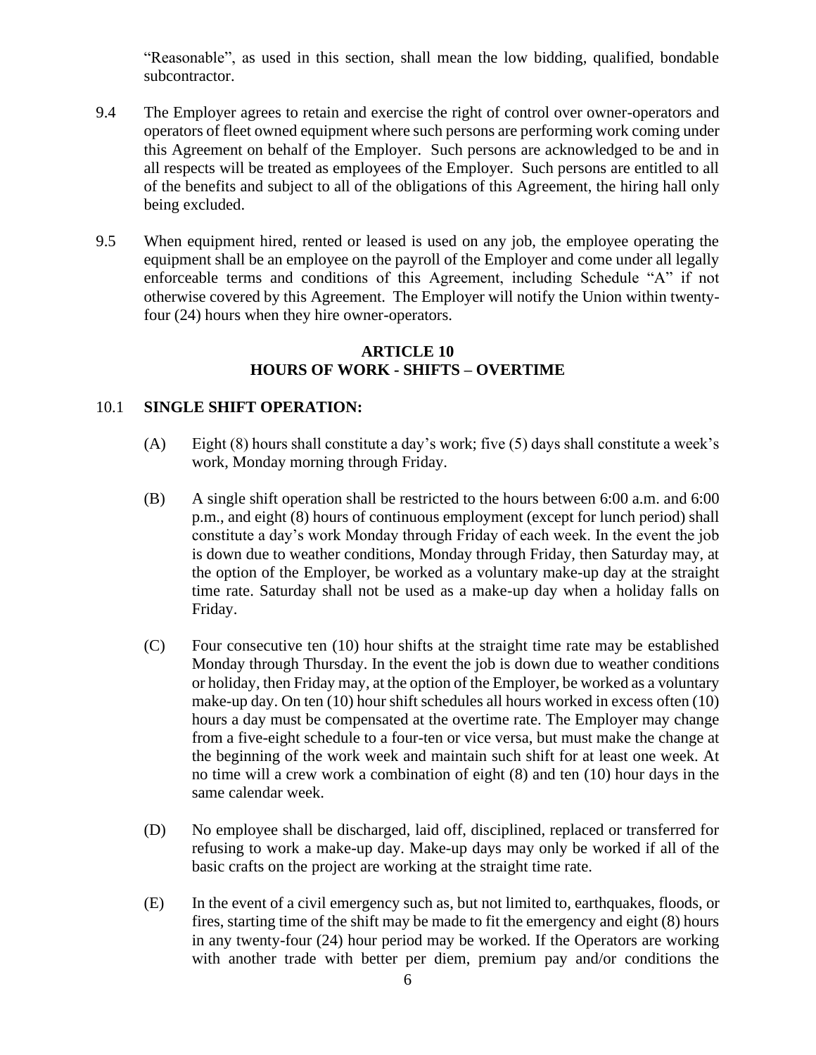"Reasonable", as used in this section, shall mean the low bidding, qualified, bondable subcontractor.

9.4 The Employer agrees to retain and exercise the right of control over owner-operators and operators of fleet owned equipment where such persons are performing work coming under this Agreement on behalf of the Employer. Such persons are acknowledged to be and in all respects will be treated as employees of the Employer. Such persons are entitled to all of the benefits and subject to all of the obligations of this Agreement, the hiring hall only being excluded.

9.5 When equipment hired, rented or leased is used on any job, the employee operating the equipment shall be an employee on the payroll of the Employer and come under all legally enforceable terms and conditions of this Agreement, including Schedule "A" if not otherwise covered by this Agreement. The Employer will notify the Union within twenty-four (24) hours when they hire owner-operators.

## ARTICLE 10
## HOURS OF WORK - SHIFTS – OVERTIME

10.1 **SINGLE SHIFT OPERATION:**

(A) Eight (8) hours shall constitute a day's work; five (5) days shall constitute a week's work, Monday morning through Friday.

(B) A single shift operation shall be restricted to the hours between 6:00 a.m. and 6:00 p.m., and eight (8) hours of continuous employment (except for lunch period) shall constitute a day's work Monday through Friday of each week. In the event the job is down due to weather conditions, Monday through Friday, then Saturday may, at the option of the Employer, be worked as a voluntary make-up day at the straight time rate. Saturday shall not be used as a make-up day when a holiday falls on Friday.

(C) Four consecutive ten (10) hour shifts at the straight time rate may be established Monday through Thursday. In the event the job is down due to weather conditions or holiday, then Friday may, at the option of the Employer, be worked as a voluntary make-up day. On ten (10) hour shift schedules all hours worked in excess often (10) hours a day must be compensated at the overtime rate. The Employer may change from a five-eight schedule to a four-ten or vice versa, but must make the change at the beginning of the work week and maintain such shift for at least one week. At no time will a crew work a combination of eight (8) and ten (10) hour days in the same calendar week.

(D) No employee shall be discharged, laid off, disciplined, replaced or transferred for refusing to work a make-up day. Make-up days may only be worked if all of the basic crafts on the project are working at the straight time rate.

(E) In the event of a civil emergency such as, but not limited to, earthquakes, floods, or fires, starting time of the shift may be made to fit the emergency and eight (8) hours in any twenty-four (24) hour period may be worked. If the Operators are working with another trade with better per diem, premium pay and/or conditions the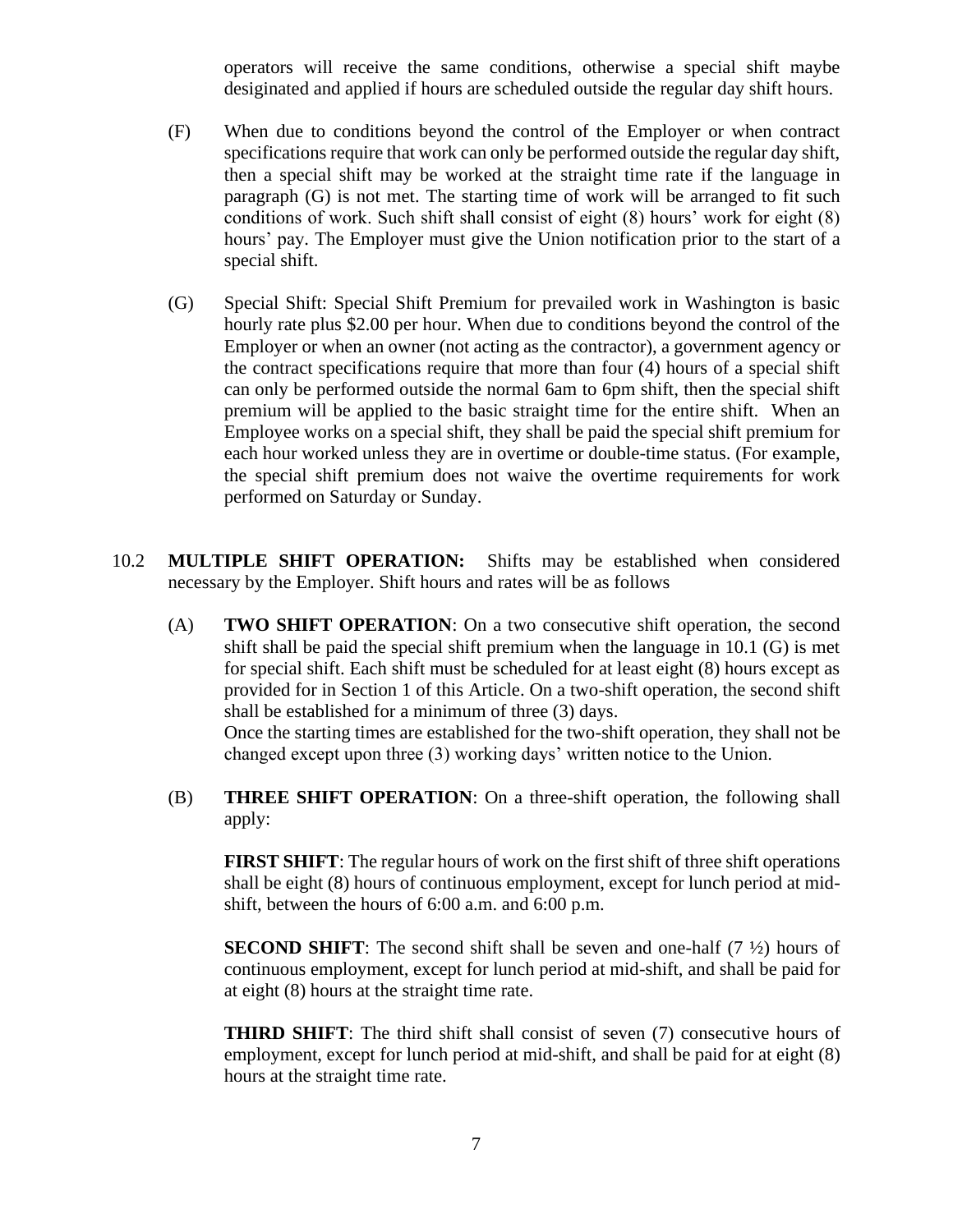operators will receive the same conditions, otherwise a special shift maybe desiginated and applied if hours are scheduled outside the regular day shift hours.

(F) When due to conditions beyond the control of the Employer or when contract specifications require that work can only be performed outside the regular day shift, then a special shift may be worked at the straight time rate if the language in paragraph (G) is not met. The starting time of work will be arranged to fit such conditions of work. Such shift shall consist of eight (8) hours' work for eight (8) hours' pay. The Employer must give the Union notification prior to the start of a special shift.

(G) Special Shift: Special Shift Premium for prevailed work in Washington is basic hourly rate plus $2.00 per hour. When due to conditions beyond the control of the Employer or when an owner (not acting as the contractor), a government agency or the contract specifications require that more than four (4) hours of a special shift can only be performed outside the normal 6am to 6pm shift, then the special shift premium will be applied to the basic straight time for the entire shift. When an Employee works on a special shift, they shall be paid the special shift premium for each hour worked unless they are in overtime or double-time status. (For example, the special shift premium does not waive the overtime requirements for work performed on Saturday or Sunday.

10.2 **MULTIPLE SHIFT OPERATION:** Shifts may be established when considered necessary by the Employer. Shift hours and rates will be as follows

(A) **TWO SHIFT OPERATION**: On a two consecutive shift operation, the second shift shall be paid the special shift premium when the language in 10.1 (G) is met for special shift. Each shift must be scheduled for at least eight (8) hours except as provided for in Section 1 of this Article. On a two-shift operation, the second shift shall be established for a minimum of three (3) days.
Once the starting times are established for the two-shift operation, they shall not be changed except upon three (3) working days' written notice to the Union.

(B) **THREE SHIFT OPERATION**: On a three-shift operation, the following shall apply:

**FIRST SHIFT**: The regular hours of work on the first shift of three shift operations shall be eight (8) hours of continuous employment, except for lunch period at mid-shift, between the hours of 6:00 a.m. and 6:00 p.m.

**SECOND SHIFT**: The second shift shall be seven and one-half (7 ½) hours of continuous employment, except for lunch period at mid-shift, and shall be paid for at eight (8) hours at the straight time rate.

**THIRD SHIFT**: The third shift shall consist of seven (7) consecutive hours of employment, except for lunch period at mid-shift, and shall be paid for at eight (8) hours at the straight time rate.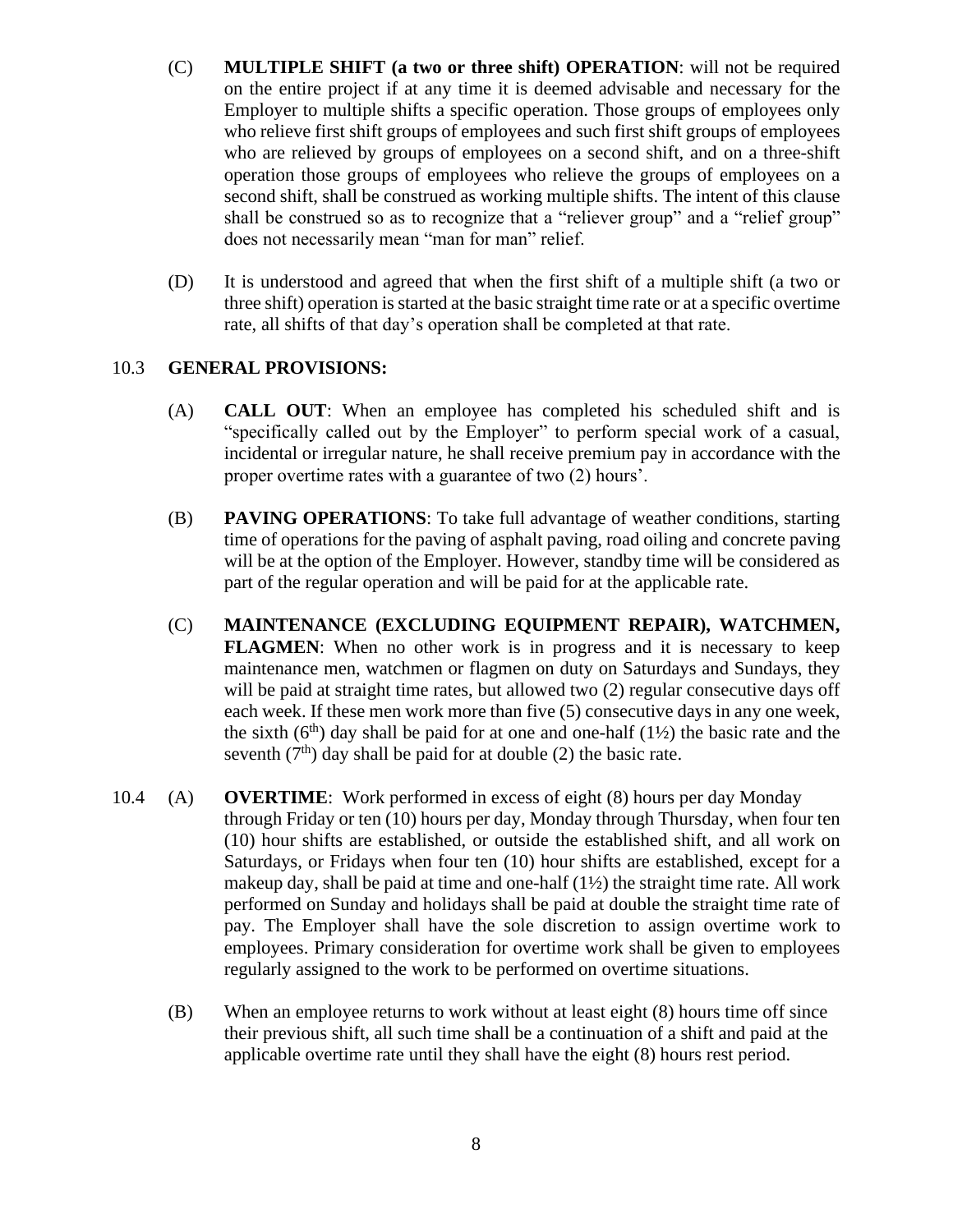(C) **MULTIPLE SHIFT (a two or three shift) OPERATION**: will not be required on the entire project if at any time it is deemed advisable and necessary for the Employer to multiple shifts a specific operation. Those groups of employees only who relieve first shift groups of employees and such first shift groups of employees who are relieved by groups of employees on a second shift, and on a three-shift operation those groups of employees who relieve the groups of employees on a second shift, shall be construed as working multiple shifts. The intent of this clause shall be construed so as to recognize that a "reliever group" and a "relief group" does not necessarily mean "man for man" relief.

(D) It is understood and agreed that when the first shift of a multiple shift (a two or three shift) operation is started at the basic straight time rate or at a specific overtime rate, all shifts of that day's operation shall be completed at that rate.

10.3 **GENERAL PROVISIONS:**

(A) **CALL OUT**: When an employee has completed his scheduled shift and is "specifically called out by the Employer" to perform special work of a casual, incidental or irregular nature, he shall receive premium pay in accordance with the proper overtime rates with a guarantee of two (2) hours'.

(B) **PAVING OPERATIONS**: To take full advantage of weather conditions, starting time of operations for the paving of asphalt paving, road oiling and concrete paving will be at the option of the Employer. However, standby time will be considered as part of the regular operation and will be paid for at the applicable rate.

(C) **MAINTENANCE (EXCLUDING EQUIPMENT REPAIR), WATCHMEN, FLAGMEN**: When no other work is in progress and it is necessary to keep maintenance men, watchmen or flagmen on duty on Saturdays and Sundays, they will be paid at straight time rates, but allowed two (2) regular consecutive days off each week. If these men work more than five (5) consecutive days in any one week, the sixth ($6^{th}$) day shall be paid for at one and one-half (1½) the basic rate and the seventh ($7^{th}$) day shall be paid for at double (2) the basic rate.

10.4 (A) **OVERTIME**: Work performed in excess of eight (8) hours per day Monday through Friday or ten (10) hours per day, Monday through Thursday, when four ten (10) hour shifts are established, or outside the established shift, and all work on Saturdays, or Fridays when four ten (10) hour shifts are established, except for a makeup day, shall be paid at time and one-half (1½) the straight time rate. All work performed on Sunday and holidays shall be paid at double the straight time rate of pay. The Employer shall have the sole discretion to assign overtime work to employees. Primary consideration for overtime work shall be given to employees regularly assigned to the work to be performed on overtime situations.

(B) When an employee returns to work without at least eight (8) hours time off since their previous shift, all such time shall be a continuation of a shift and paid at the applicable overtime rate until they shall have the eight (8) hours rest period.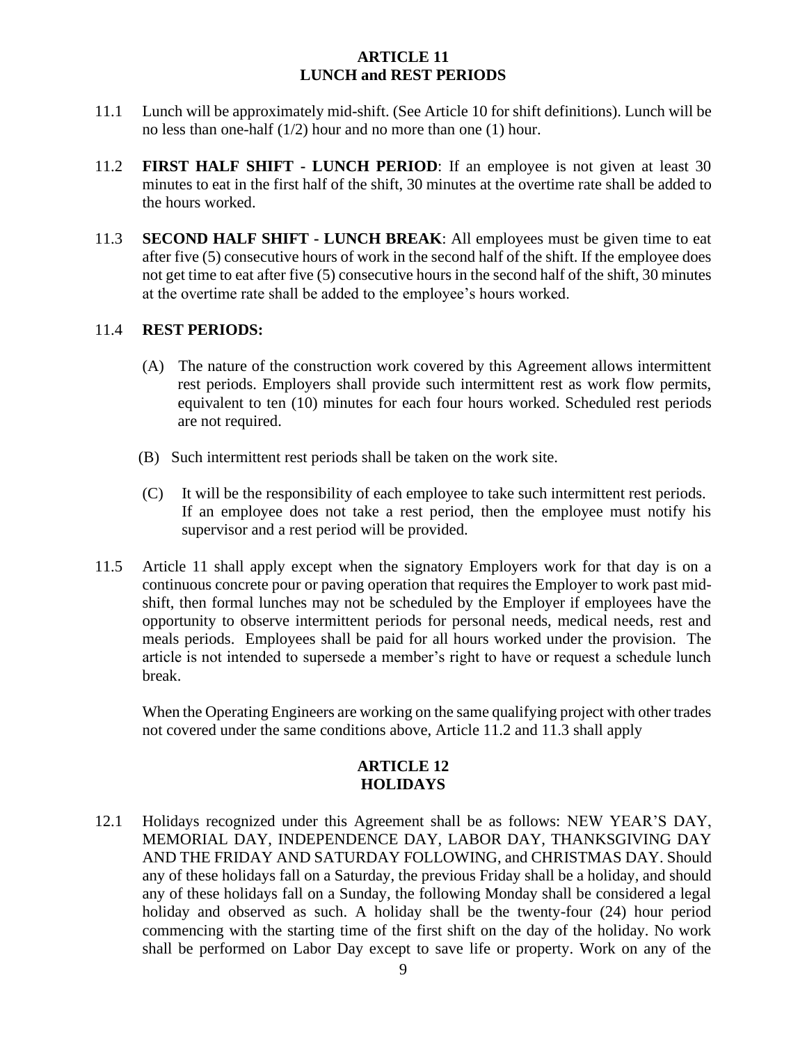## ARTICLE 11
## LUNCH and REST PERIODS

11.1 Lunch will be approximately mid-shift. (See Article 10 for shift definitions). Lunch will be no less than one-half (1/2) hour and no more than one (1) hour.

11.2 **FIRST HALF SHIFT - LUNCH PERIOD**: If an employee is not given at least 30 minutes to eat in the first half of the shift, 30 minutes at the overtime rate shall be added to the hours worked.

11.3 **SECOND HALF SHIFT - LUNCH BREAK**: All employees must be given time to eat after five (5) consecutive hours of work in the second half of the shift. If the employee does not get time to eat after five (5) consecutive hours in the second half of the shift, 30 minutes at the overtime rate shall be added to the employee's hours worked.

11.4 **REST PERIODS:**

(A) The nature of the construction work covered by this Agreement allows intermittent rest periods. Employers shall provide such intermittent rest as work flow permits, equivalent to ten (10) minutes for each four hours worked. Scheduled rest periods are not required.

(B) Such intermittent rest periods shall be taken on the work site.

(C) It will be the responsibility of each employee to take such intermittent rest periods. If an employee does not take a rest period, then the employee must notify his supervisor and a rest period will be provided.

11.5 Article 11 shall apply except when the signatory Employers work for that day is on a continuous concrete pour or paving operation that requires the Employer to work past mid-shift, then formal lunches may not be scheduled by the Employer if employees have the opportunity to observe intermittent periods for personal needs, medical needs, rest and meals periods. Employees shall be paid for all hours worked under the provision. The article is not intended to supersede a member's right to have or request a schedule lunch break.

When the Operating Engineers are working on the same qualifying project with other trades not covered under the same conditions above, Article 11.2 and 11.3 shall apply

## ARTICLE 12
## HOLIDAYS

12.1 Holidays recognized under this Agreement shall be as follows: NEW YEAR'S DAY, MEMORIAL DAY, INDEPENDENCE DAY, LABOR DAY, THANKSGIVING DAY AND THE FRIDAY AND SATURDAY FOLLOWING, and CHRISTMAS DAY. Should any of these holidays fall on a Saturday, the previous Friday shall be a holiday, and should any of these holidays fall on a Sunday, the following Monday shall be considered a legal holiday and observed as such. A holiday shall be the twenty-four (24) hour period commencing with the starting time of the first shift on the day of the holiday. No work shall be performed on Labor Day except to save life or property. Work on any of the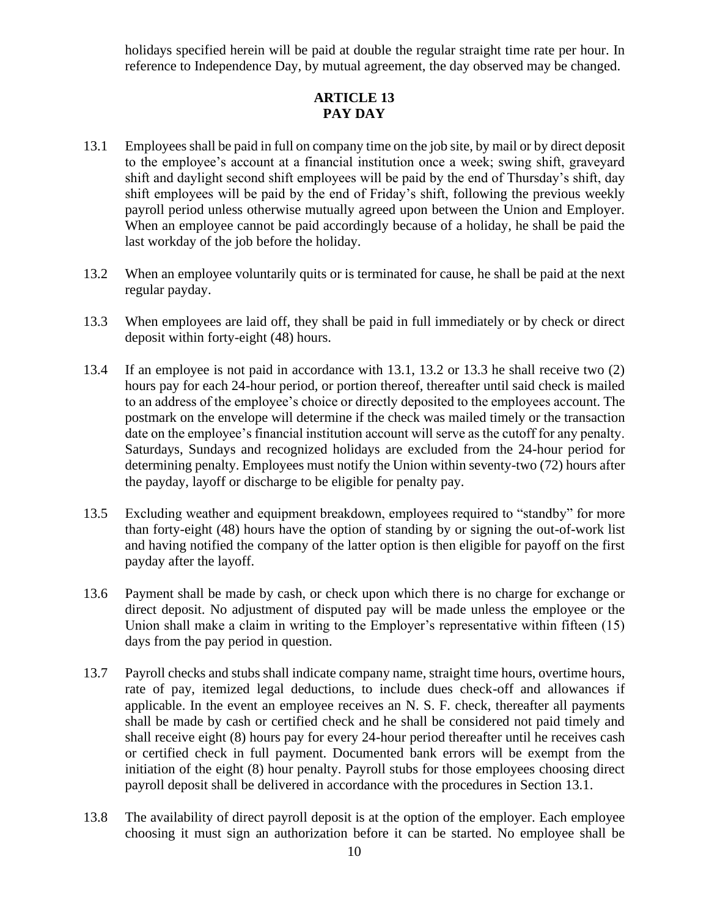holidays specified herein will be paid at double the regular straight time rate per hour. In reference to Independence Day, by mutual agreement, the day observed may be changed.

## ARTICLE 13
## PAY DAY

13.1 Employees shall be paid in full on company time on the job site, by mail or by direct deposit to the employee's account at a financial institution once a week; swing shift, graveyard shift and daylight second shift employees will be paid by the end of Thursday's shift, day shift employees will be paid by the end of Friday's shift, following the previous weekly payroll period unless otherwise mutually agreed upon between the Union and Employer. When an employee cannot be paid accordingly because of a holiday, he shall be paid the last workday of the job before the holiday.

13.2 When an employee voluntarily quits or is terminated for cause, he shall be paid at the next regular payday.

13.3 When employees are laid off, they shall be paid in full immediately or by check or direct deposit within forty-eight (48) hours.

13.4 If an employee is not paid in accordance with 13.1, 13.2 or 13.3 he shall receive two (2) hours pay for each 24-hour period, or portion thereof, thereafter until said check is mailed to an address of the employee's choice or directly deposited to the employees account. The postmark on the envelope will determine if the check was mailed timely or the transaction date on the employee's financial institution account will serve as the cutoff for any penalty. Saturdays, Sundays and recognized holidays are excluded from the 24-hour period for determining penalty. Employees must notify the Union within seventy-two (72) hours after the payday, layoff or discharge to be eligible for penalty pay.

13.5 Excluding weather and equipment breakdown, employees required to "standby" for more than forty-eight (48) hours have the option of standing by or signing the out-of-work list and having notified the company of the latter option is then eligible for payoff on the first payday after the layoff.

13.6 Payment shall be made by cash, or check upon which there is no charge for exchange or direct deposit. No adjustment of disputed pay will be made unless the employee or the Union shall make a claim in writing to the Employer's representative within fifteen (15) days from the pay period in question.

13.7 Payroll checks and stubs shall indicate company name, straight time hours, overtime hours, rate of pay, itemized legal deductions, to include dues check-off and allowances if applicable. In the event an employee receives an N. S. F. check, thereafter all payments shall be made by cash or certified check and he shall be considered not paid timely and shall receive eight (8) hours pay for every 24-hour period thereafter until he receives cash or certified check in full payment. Documented bank errors will be exempt from the initiation of the eight (8) hour penalty. Payroll stubs for those employees choosing direct payroll deposit shall be delivered in accordance with the procedures in Section 13.1.

13.8 The availability of direct payroll deposit is at the option of the employer. Each employee choosing it must sign an authorization before it can be started. No employee shall be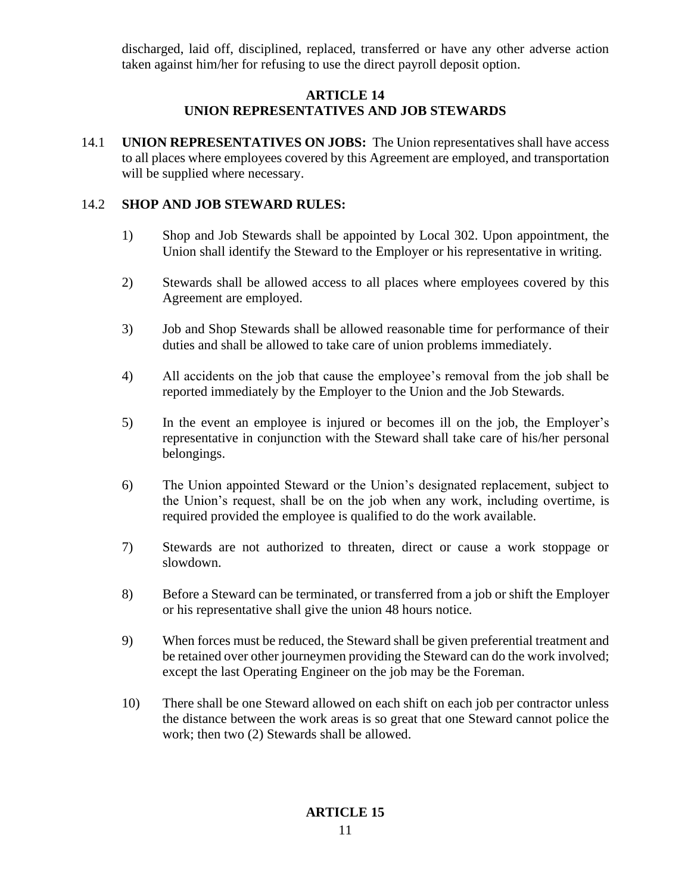discharged, laid off, disciplined, replaced, transferred or have any other adverse action taken against him/her for refusing to use the direct payroll deposit option.

## ARTICLE 14
## UNION REPRESENTATIVES AND JOB STEWARDS

14.1 **UNION REPRESENTATIVES ON JOBS:** The Union representatives shall have access to all places where employees covered by this Agreement are employed, and transportation will be supplied where necessary.

14.2 **SHOP AND JOB STEWARD RULES:**

1) Shop and Job Stewards shall be appointed by Local 302. Upon appointment, the Union shall identify the Steward to the Employer or his representative in writing.

2) Stewards shall be allowed access to all places where employees covered by this Agreement are employed.

3) Job and Shop Stewards shall be allowed reasonable time for performance of their duties and shall be allowed to take care of union problems immediately.

4) All accidents on the job that cause the employee's removal from the job shall be reported immediately by the Employer to the Union and the Job Stewards.

5) In the event an employee is injured or becomes ill on the job, the Employer's representative in conjunction with the Steward shall take care of his/her personal belongings.

6) The Union appointed Steward or the Union's designated replacement, subject to the Union's request, shall be on the job when any work, including overtime, is required provided the employee is qualified to do the work available.

7) Stewards are not authorized to threaten, direct or cause a work stoppage or slowdown.

8) Before a Steward can be terminated, or transferred from a job or shift the Employer or his representative shall give the union 48 hours notice.

9) When forces must be reduced, the Steward shall be given preferential treatment and be retained over other journeymen providing the Steward can do the work involved; except the last Operating Engineer on the job may be the Foreman.

10) There shall be one Steward allowed on each shift on each job per contractor unless the distance between the work areas is so great that one Steward cannot police the work; then two (2) Stewards shall be allowed.

## ARTICLE 15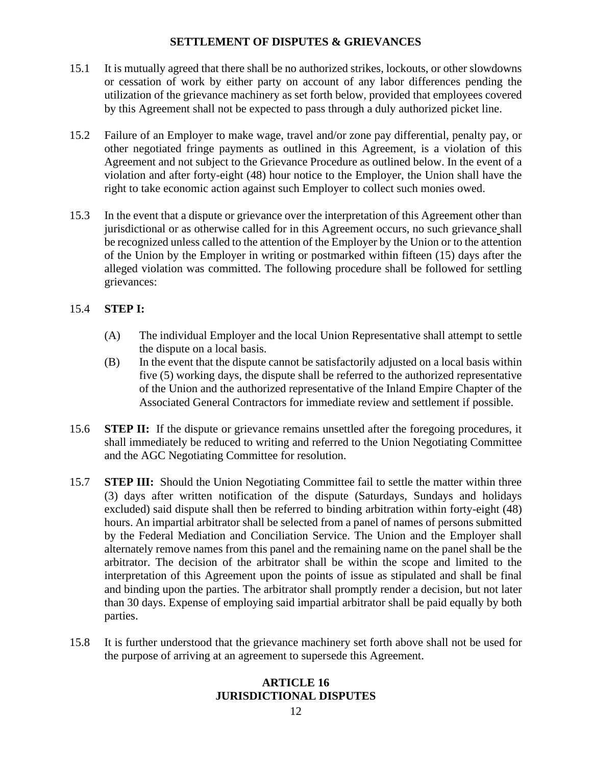## SETTLEMENT OF DISPUTES & GRIEVANCES

15.1 It is mutually agreed that there shall be no authorized strikes, lockouts, or other slowdowns or cessation of work by either party on account of any labor differences pending the utilization of the grievance machinery as set forth below, provided that employees covered by this Agreement shall not be expected to pass through a duly authorized picket line.

15.2 Failure of an Employer to make wage, travel and/or zone pay differential, penalty pay, or other negotiated fringe payments as outlined in this Agreement, is a violation of this Agreement and not subject to the Grievance Procedure as outlined below. In the event of a violation and after forty-eight (48) hour notice to the Employer, the Union shall have the right to take economic action against such Employer to collect such monies owed.

15.3 In the event that a dispute or grievance over the interpretation of this Agreement other than jurisdictional or as otherwise called for in this Agreement occurs, no such grievance shall be recognized unless called to the attention of the Employer by the Union or to the attention of the Union by the Employer in writing or postmarked within fifteen (15) days after the alleged violation was committed. The following procedure shall be followed for settling grievances:

15.4 **STEP I:**

(A) The individual Employer and the local Union Representative shall attempt to settle the dispute on a local basis.

(B) In the event that the dispute cannot be satisfactorily adjusted on a local basis within five (5) working days, the dispute shall be referred to the authorized representative of the Union and the authorized representative of the Inland Empire Chapter of the Associated General Contractors for immediate review and settlement if possible.

15.6 **STEP II:** If the dispute or grievance remains unsettled after the foregoing procedures, it shall immediately be reduced to writing and referred to the Union Negotiating Committee and the AGC Negotiating Committee for resolution.

15.7 **STEP III:** Should the Union Negotiating Committee fail to settle the matter within three (3) days after written notification of the dispute (Saturdays, Sundays and holidays excluded) said dispute shall then be referred to binding arbitration within forty-eight (48) hours. An impartial arbitrator shall be selected from a panel of names of persons submitted by the Federal Mediation and Conciliation Service. The Union and the Employer shall alternately remove names from this panel and the remaining name on the panel shall be the arbitrator. The decision of the arbitrator shall be within the scope and limited to the interpretation of this Agreement upon the points of issue as stipulated and shall be final and binding upon the parties. The arbitrator shall promptly render a decision, but not later than 30 days. Expense of employing said impartial arbitrator shall be paid equally by both parties.

15.8 It is further understood that the grievance machinery set forth above shall not be used for the purpose of arriving at an agreement to supersede this Agreement.

## ARTICLE 16
## JURISDICTIONAL DISPUTES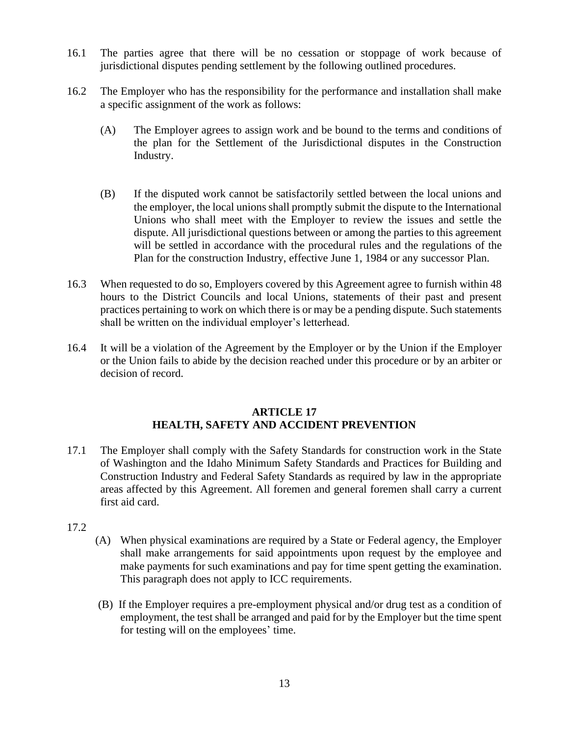16.1 The parties agree that there will be no cessation or stoppage of work because of jurisdictional disputes pending settlement by the following outlined procedures.

16.2 The Employer who has the responsibility for the performance and installation shall make a specific assignment of the work as follows:

(A) The Employer agrees to assign work and be bound to the terms and conditions of the plan for the Settlement of the Jurisdictional disputes in the Construction Industry.

(B) If the disputed work cannot be satisfactorily settled between the local unions and the employer, the local unions shall promptly submit the dispute to the International Unions who shall meet with the Employer to review the issues and settle the dispute. All jurisdictional questions between or among the parties to this agreement will be settled in accordance with the procedural rules and the regulations of the Plan for the construction Industry, effective June 1, 1984 or any successor Plan.

16.3 When requested to do so, Employers covered by this Agreement agree to furnish within 48 hours to the District Councils and local Unions, statements of their past and present practices pertaining to work on which there is or may be a pending dispute. Such statements shall be written on the individual employer's letterhead.

16.4 It will be a violation of the Agreement by the Employer or by the Union if the Employer or the Union fails to abide by the decision reached under this procedure or by an arbiter or decision of record.

## ARTICLE 17
## HEALTH, SAFETY AND ACCIDENT PREVENTION

17.1 The Employer shall comply with the Safety Standards for construction work in the State of Washington and the Idaho Minimum Safety Standards and Practices for Building and Construction Industry and Federal Safety Standards as required by law in the appropriate areas affected by this Agreement. All foremen and general foremen shall carry a current first aid card.

17.2

(A) When physical examinations are required by a State or Federal agency, the Employer shall make arrangements for said appointments upon request by the employee and make payments for such examinations and pay for time spent getting the examination. This paragraph does not apply to ICC requirements.

(B) If the Employer requires a pre-employment physical and/or drug test as a condition of employment, the test shall be arranged and paid for by the Employer but the time spent for testing will on the employees' time.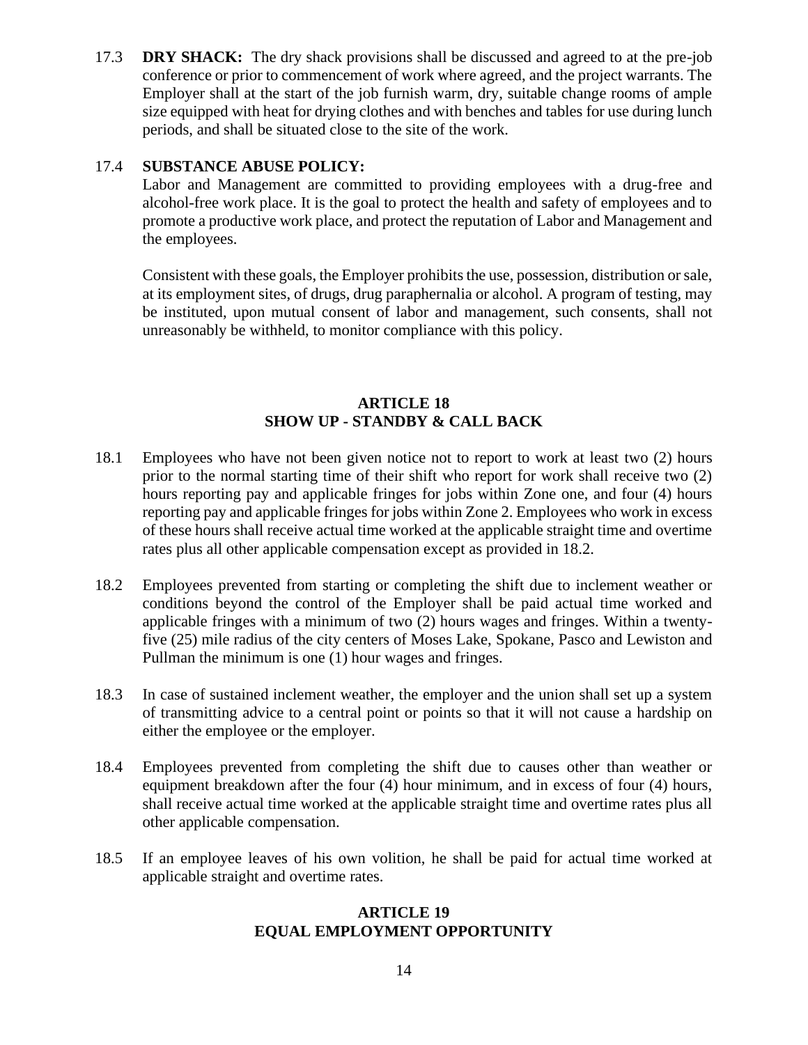17.3 **DRY SHACK:** The dry shack provisions shall be discussed and agreed to at the pre-job conference or prior to commencement of work where agreed, and the project warrants. The Employer shall at the start of the job furnish warm, dry, suitable change rooms of ample size equipped with heat for drying clothes and with benches and tables for use during lunch periods, and shall be situated close to the site of the work.

17.4 **SUBSTANCE ABUSE POLICY:**

Labor and Management are committed to providing employees with a drug-free and alcohol-free work place. It is the goal to protect the health and safety of employees and to promote a productive work place, and protect the reputation of Labor and Management and the employees.

Consistent with these goals, the Employer prohibits the use, possession, distribution or sale, at its employment sites, of drugs, drug paraphernalia or alcohol. A program of testing, may be instituted, upon mutual consent of labor and management, such consents, shall not unreasonably be withheld, to monitor compliance with this policy.

## ARTICLE 18
## SHOW UP - STANDBY & CALL BACK

18.1 Employees who have not been given notice not to report to work at least two (2) hours prior to the normal starting time of their shift who report for work shall receive two (2) hours reporting pay and applicable fringes for jobs within Zone one, and four (4) hours reporting pay and applicable fringes for jobs within Zone 2. Employees who work in excess of these hours shall receive actual time worked at the applicable straight time and overtime rates plus all other applicable compensation except as provided in 18.2.

18.2 Employees prevented from starting or completing the shift due to inclement weather or conditions beyond the control of the Employer shall be paid actual time worked and applicable fringes with a minimum of two (2) hours wages and fringes. Within a twenty-five (25) mile radius of the city centers of Moses Lake, Spokane, Pasco and Lewiston and Pullman the minimum is one (1) hour wages and fringes.

18.3 In case of sustained inclement weather, the employer and the union shall set up a system of transmitting advice to a central point or points so that it will not cause a hardship on either the employee or the employer.

18.4 Employees prevented from completing the shift due to causes other than weather or equipment breakdown after the four (4) hour minimum, and in excess of four (4) hours, shall receive actual time worked at the applicable straight time and overtime rates plus all other applicable compensation.

18.5 If an employee leaves of his own volition, he shall be paid for actual time worked at applicable straight and overtime rates.

## ARTICLE 19
## EQUAL EMPLOYMENT OPPORTUNITY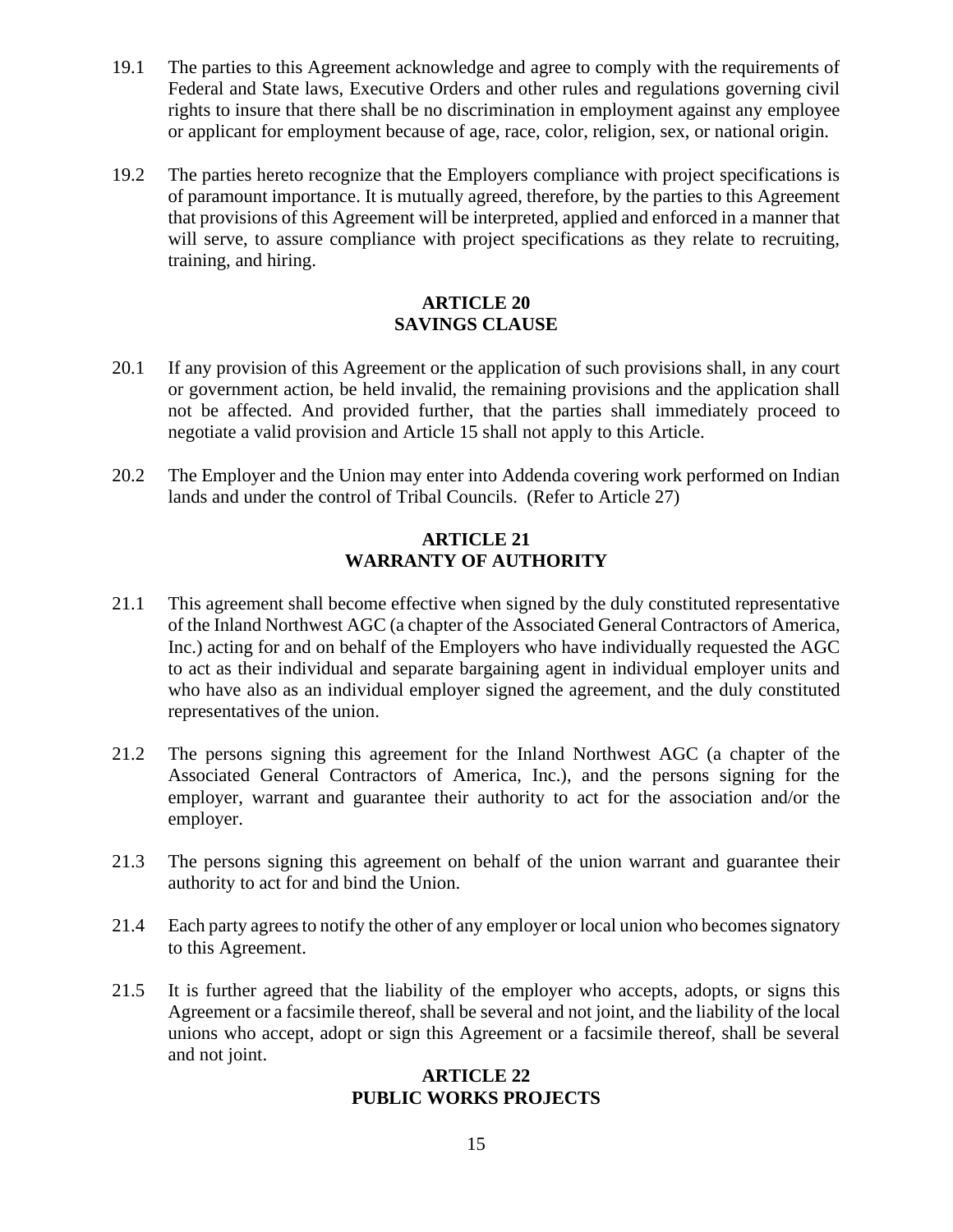19.1 The parties to this Agreement acknowledge and agree to comply with the requirements of Federal and State laws, Executive Orders and other rules and regulations governing civil rights to insure that there shall be no discrimination in employment against any employee or applicant for employment because of age, race, color, religion, sex, or national origin.

19.2 The parties hereto recognize that the Employers compliance with project specifications is of paramount importance. It is mutually agreed, therefore, by the parties to this Agreement that provisions of this Agreement will be interpreted, applied and enforced in a manner that will serve, to assure compliance with project specifications as they relate to recruiting, training, and hiring.

## ARTICLE 20
## SAVINGS CLAUSE

20.1 If any provision of this Agreement or the application of such provisions shall, in any court or government action, be held invalid, the remaining provisions and the application shall not be affected. And provided further, that the parties shall immediately proceed to negotiate a valid provision and Article 15 shall not apply to this Article.

20.2 The Employer and the Union may enter into Addenda covering work performed on Indian lands and under the control of Tribal Councils. (Refer to Article 27)

## ARTICLE 21
## WARRANTY OF AUTHORITY

21.1 This agreement shall become effective when signed by the duly constituted representative of the Inland Northwest AGC (a chapter of the Associated General Contractors of America, Inc.) acting for and on behalf of the Employers who have individually requested the AGC to act as their individual and separate bargaining agent in individual employer units and who have also as an individual employer signed the agreement, and the duly constituted representatives of the union.

21.2 The persons signing this agreement for the Inland Northwest AGC (a chapter of the Associated General Contractors of America, Inc.), and the persons signing for the employer, warrant and guarantee their authority to act for the association and/or the employer.

21.3 The persons signing this agreement on behalf of the union warrant and guarantee their authority to act for and bind the Union.

21.4 Each party agrees to notify the other of any employer or local union who becomes signatory to this Agreement.

21.5 It is further agreed that the liability of the employer who accepts, adopts, or signs this Agreement or a facsimile thereof, shall be several and not joint, and the liability of the local unions who accept, adopt or sign this Agreement or a facsimile thereof, shall be several and not joint.

## ARTICLE 22
## PUBLIC WORKS PROJECTS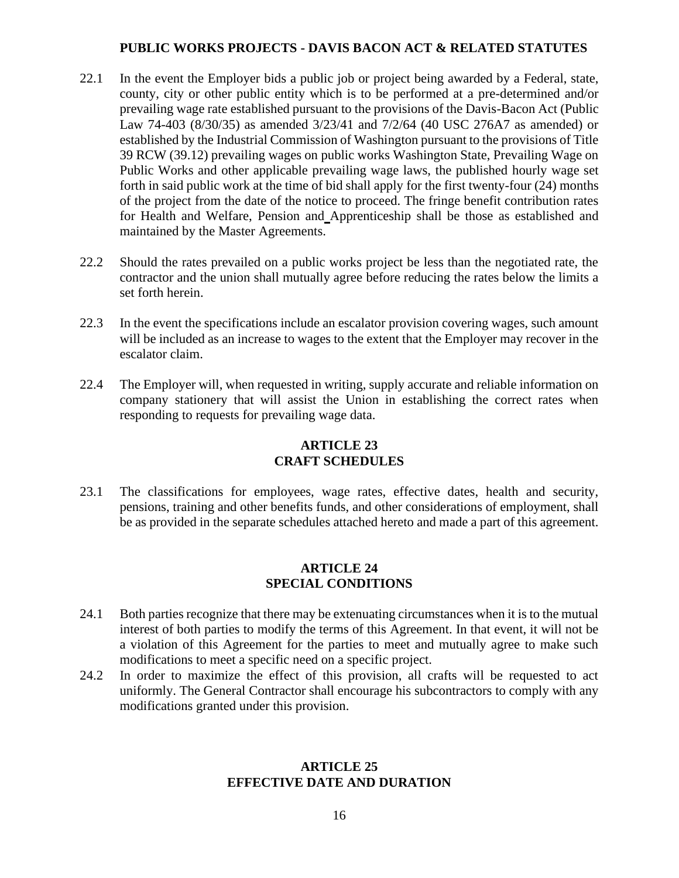**PUBLIC WORKS PROJECTS - DAVIS BACON ACT & RELATED STATUTES**

22.1 In the event the Employer bids a public job or project being awarded by a Federal, state, county, city or other public entity which is to be performed at a pre-determined and/or prevailing wage rate established pursuant to the provisions of the Davis-Bacon Act (Public Law 74-403 (8/30/35) as amended 3/23/41 and 7/2/64 (40 USC 276A7 as amended) or established by the Industrial Commission of Washington pursuant to the provisions of Title 39 RCW (39.12) prevailing wages on public works Washington State, Prevailing Wage on Public Works and other applicable prevailing wage laws, the published hourly wage set forth in said public work at the time of bid shall apply for the first twenty-four (24) months of the project from the date of the notice to proceed. The fringe benefit contribution rates for Health and Welfare, Pension and Apprenticeship shall be those as established and maintained by the Master Agreements.

22.2 Should the rates prevailed on a public works project be less than the negotiated rate, the contractor and the union shall mutually agree before reducing the rates below the limits a set forth herein.

22.3 In the event the specifications include an escalator provision covering wages, such amount will be included as an increase to wages to the extent that the Employer may recover in the escalator claim.

22.4 The Employer will, when requested in writing, supply accurate and reliable information on company stationery that will assist the Union in establishing the correct rates when responding to requests for prevailing wage data.

## ARTICLE 23
## CRAFT SCHEDULES

23.1 The classifications for employees, wage rates, effective dates, health and security, pensions, training and other benefits funds, and other considerations of employment, shall be as provided in the separate schedules attached hereto and made a part of this agreement.

## ARTICLE 24
## SPECIAL CONDITIONS

24.1 Both parties recognize that there may be extenuating circumstances when it is to the mutual interest of both parties to modify the terms of this Agreement. In that event, it will not be a violation of this Agreement for the parties to meet and mutually agree to make such modifications to meet a specific need on a specific project.

24.2 In order to maximize the effect of this provision, all crafts will be requested to act uniformly. The General Contractor shall encourage his subcontractors to comply with any modifications granted under this provision.

## ARTICLE 25
## EFFECTIVE DATE AND DURATION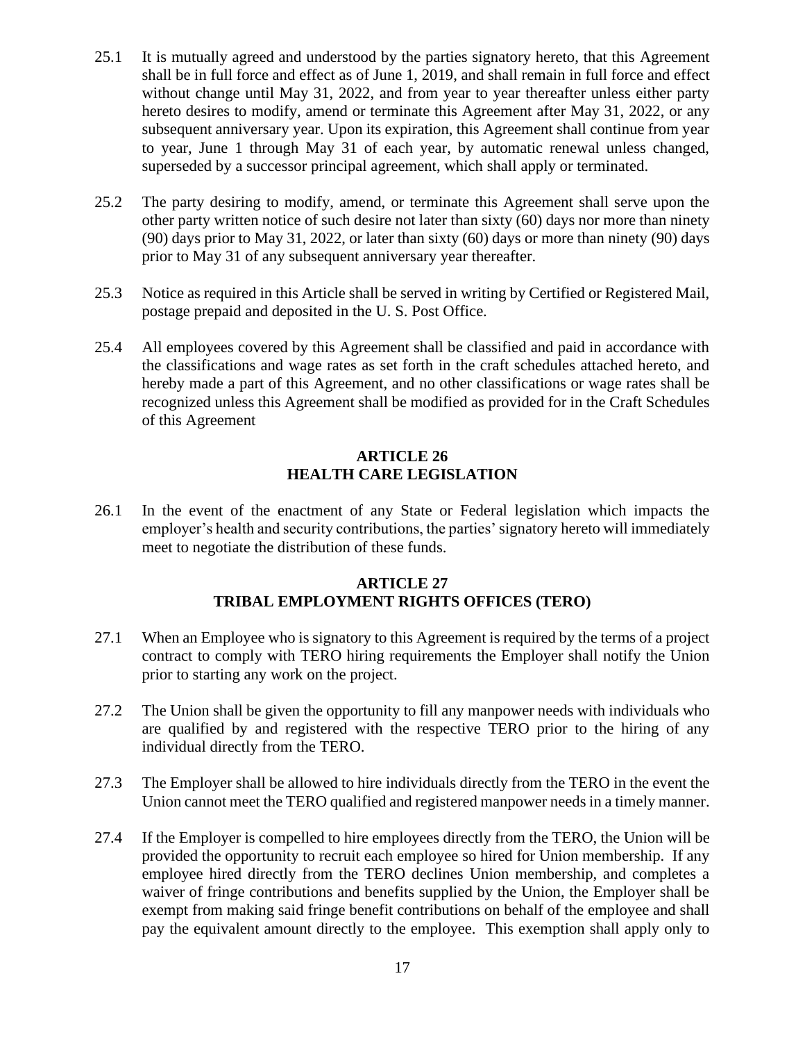25.1 It is mutually agreed and understood by the parties signatory hereto, that this Agreement shall be in full force and effect as of June 1, 2019, and shall remain in full force and effect without change until May 31, 2022, and from year to year thereafter unless either party hereto desires to modify, amend or terminate this Agreement after May 31, 2022, or any subsequent anniversary year. Upon its expiration, this Agreement shall continue from year to year, June 1 through May 31 of each year, by automatic renewal unless changed, superseded by a successor principal agreement, which shall apply or terminated.

25.2 The party desiring to modify, amend, or terminate this Agreement shall serve upon the other party written notice of such desire not later than sixty (60) days nor more than ninety (90) days prior to May 31, 2022, or later than sixty (60) days or more than ninety (90) days prior to May 31 of any subsequent anniversary year thereafter.

25.3 Notice as required in this Article shall be served in writing by Certified or Registered Mail, postage prepaid and deposited in the U. S. Post Office.

25.4 All employees covered by this Agreement shall be classified and paid in accordance with the classifications and wage rates as set forth in the craft schedules attached hereto, and hereby made a part of this Agreement, and no other classifications or wage rates shall be recognized unless this Agreement shall be modified as provided for in the Craft Schedules of this Agreement

## ARTICLE 26
## HEALTH CARE LEGISLATION

26.1 In the event of the enactment of any State or Federal legislation which impacts the employer's health and security contributions, the parties' signatory hereto will immediately meet to negotiate the distribution of these funds.

## ARTICLE 27
## TRIBAL EMPLOYMENT RIGHTS OFFICES (TERO)

27.1 When an Employee who is signatory to this Agreement is required by the terms of a project contract to comply with TERO hiring requirements the Employer shall notify the Union prior to starting any work on the project.

27.2 The Union shall be given the opportunity to fill any manpower needs with individuals who are qualified by and registered with the respective TERO prior to the hiring of any individual directly from the TERO.

27.3 The Employer shall be allowed to hire individuals directly from the TERO in the event the Union cannot meet the TERO qualified and registered manpower needs in a timely manner.

27.4 If the Employer is compelled to hire employees directly from the TERO, the Union will be provided the opportunity to recruit each employee so hired for Union membership. If any employee hired directly from the TERO declines Union membership, and completes a waiver of fringe contributions and benefits supplied by the Union, the Employer shall be exempt from making said fringe benefit contributions on behalf of the employee and shall pay the equivalent amount directly to the employee. This exemption shall apply only to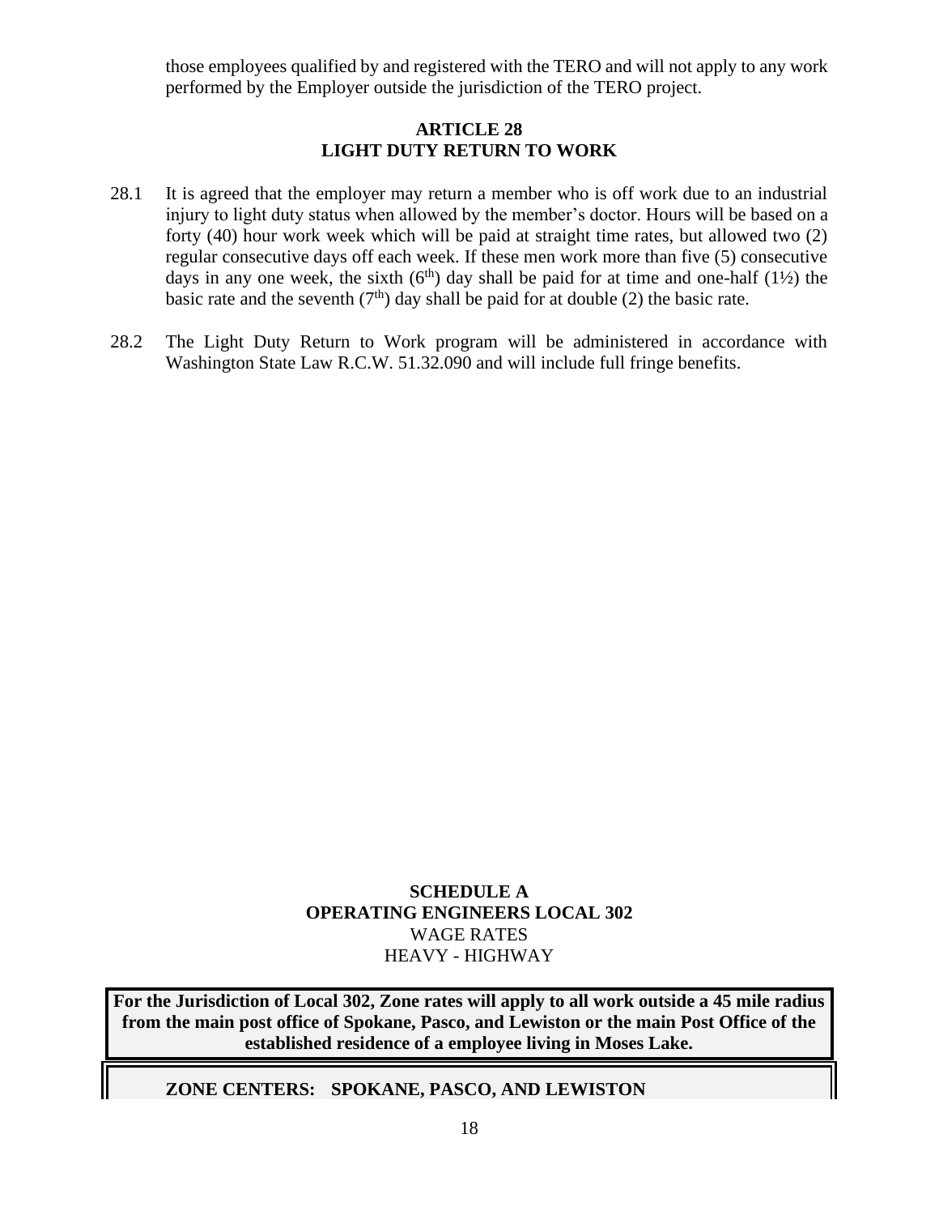those employees qualified by and registered with the TERO and will not apply to any work performed by the Employer outside the jurisdiction of the TERO project.

## ARTICLE 28
## LIGHT DUTY RETURN TO WORK

28.1 It is agreed that the employer may return a member who is off work due to an industrial injury to light duty status when allowed by the member's doctor. Hours will be based on a forty (40) hour work week which will be paid at straight time rates, but allowed two (2) regular consecutive days off each week. If these men work more than five (5) consecutive days in any one week, the sixth ($6^{th}$) day shall be paid for at time and one-half (1½) the basic rate and the seventh ($7^{th}$) day shall be paid for at double (2) the basic rate.

28.2 The Light Duty Return to Work program will be administered in accordance with Washington State Law R.C.W. 51.32.090 and will include full fringe benefits.

## SCHEDULE A
## OPERATING ENGINEERS LOCAL 302
WAGE RATES
HEAVY - HIGHWAY

**For the Jurisdiction of Local 302, Zone rates will apply to all work outside a 45 mile radius from the main post office of Spokane, Pasco, and Lewiston or the main Post Office of the established residence of a employee living in Moses Lake.**

**ZONE CENTERS: SPOKANE, PASCO, AND LEWISTON**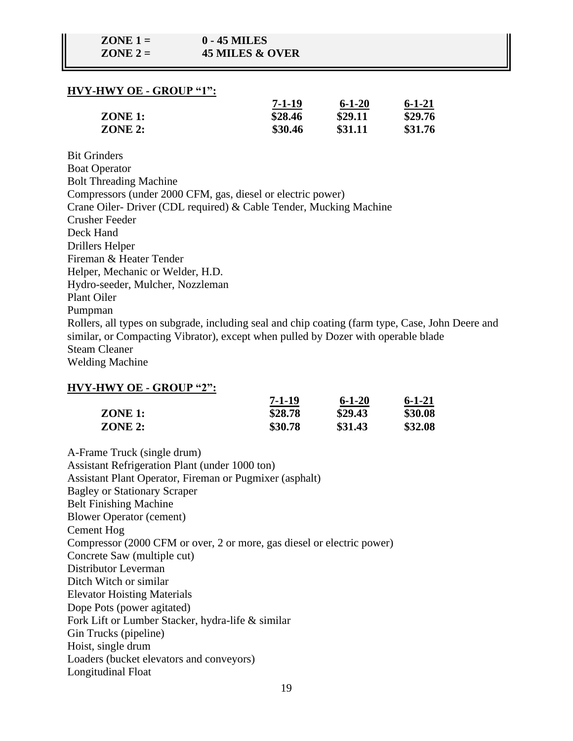| | |
|---|---|
| **ZONE 1 =** | **0 - 45 MILES** |
| **ZONE 2 =** | **45 MILES & OVER** |

## HVY-HWY OE - GROUP "1":

| | 7-1-19 | 6-1-20 | 6-1-21 |
|---|---|---|---|
| **ZONE 1:** | **$28.46** | **$29.11** | **$29.76** |
| **ZONE 2:** | **$30.46** | **$31.11** | **$31.76** |

Bit Grinders
Boat Operator
Bolt Threading Machine
Compressors (under 2000 CFM, gas, diesel or electric power)
Crane Oiler- Driver (CDL required) & Cable Tender, Mucking Machine
Crusher Feeder
Deck Hand
Drillers Helper
Fireman & Heater Tender
Helper, Mechanic or Welder, H.D.
Hydro-seeder, Mulcher, Nozzleman
Plant Oiler
Pumpman
Rollers, all types on subgrade, including seal and chip coating (farm type, Case, John Deere and similar, or Compacting Vibrator), except when pulled by Dozer with operable blade
Steam Cleaner
Welding Machine

## HVY-HWY OE - GROUP "2":

| | 7-1-19 | 6-1-20 | 6-1-21 |
|---|---|---|---|
| **ZONE 1:** | **$28.78** | **$29.43** | **$30.08** |
| **ZONE 2:** | **$30.78** | **$31.43** | **$32.08** |

A-Frame Truck (single drum)
Assistant Refrigeration Plant (under 1000 ton)
Assistant Plant Operator, Fireman or Pugmixer (asphalt)
Bagley or Stationary Scraper
Belt Finishing Machine
Blower Operator (cement)
Cement Hog
Compressor (2000 CFM or over, 2 or more, gas diesel or electric power)
Concrete Saw (multiple cut)
Distributor Leverman
Ditch Witch or similar
Elevator Hoisting Materials
Dope Pots (power agitated)
Fork Lift or Lumber Stacker, hydra-life & similar
Gin Trucks (pipeline)
Hoist, single drum
Loaders (bucket elevators and conveyors)
Longitudinal Float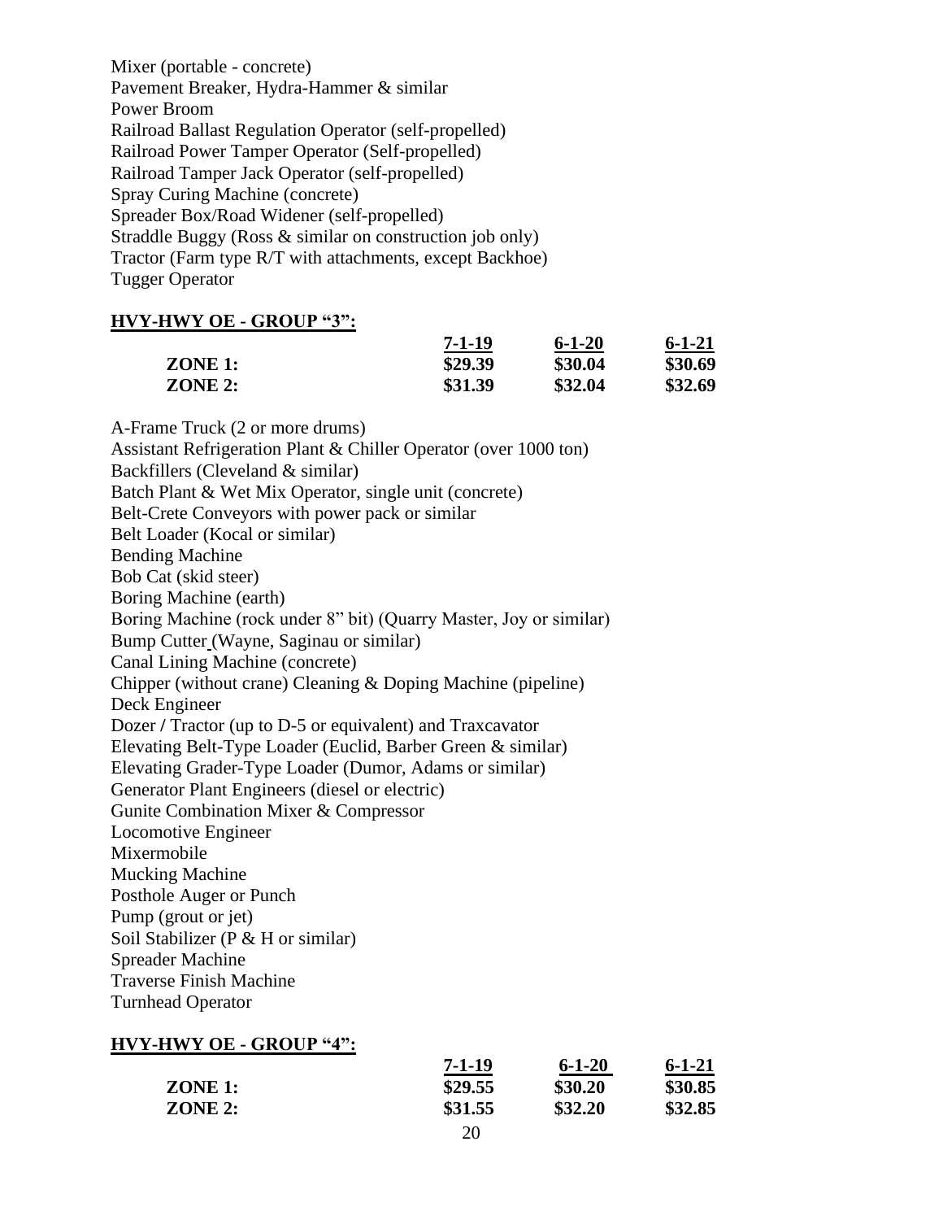Mixer (portable - concrete)
Pavement Breaker, Hydra-Hammer & similar
Power Broom
Railroad Ballast Regulation Operator (self-propelled)
Railroad Power Tamper Operator (Self-propelled)
Railroad Tamper Jack Operator (self-propelled)
Spray Curing Machine (concrete)
Spreader Box/Road Widener (self-propelled)
Straddle Buggy (Ross & similar on construction job only)
Tractor (Farm type R/T with attachments, except Backhoe)
Tugger Operator

**HVY-HWY OE - GROUP "3":**

| | 7-1-19 | 6-1-20 | 6-1-21 |
|---|---|---|---|
| **ZONE 1:** | **$29.39** | **$30.04** | **$30.69** |
| **ZONE 2:** | **$31.39** | **$32.04** | **$32.69** |

A-Frame Truck (2 or more drums)
Assistant Refrigeration Plant & Chiller Operator (over 1000 ton)
Backfillers (Cleveland & similar)
Batch Plant & Wet Mix Operator, single unit (concrete)
Belt-Crete Conveyors with power pack or similar
Belt Loader (Kocal or similar)
Bending Machine
Bob Cat (skid steer)
Boring Machine (earth)
Boring Machine (rock under 8" bit) (Quarry Master, Joy or similar)
Bump Cutter (Wayne, Saginau or similar)
Canal Lining Machine (concrete)
Chipper (without crane) Cleaning & Doping Machine (pipeline)
Deck Engineer
Dozer / Tractor (up to D-5 or equivalent) and Traxcavator
Elevating Belt-Type Loader (Euclid, Barber Green & similar)
Elevating Grader-Type Loader (Dumor, Adams or similar)
Generator Plant Engineers (diesel or electric)
Gunite Combination Mixer & Compressor
Locomotive Engineer
Mixermobile
Mucking Machine
Posthole Auger or Punch
Pump (grout or jet)
Soil Stabilizer (P & H or similar)
Spreader Machine
Traverse Finish Machine
Turnhead Operator

**HVY-HWY OE - GROUP "4":**

| | 7-1-19 | 6-1-20 | 6-1-21 |
|---|---|---|---|
| **ZONE 1:** | **$29.55** | **$30.20** | **$30.85** |
| **ZONE 2:** | **$31.55** | **$32.20** | **$32.85** |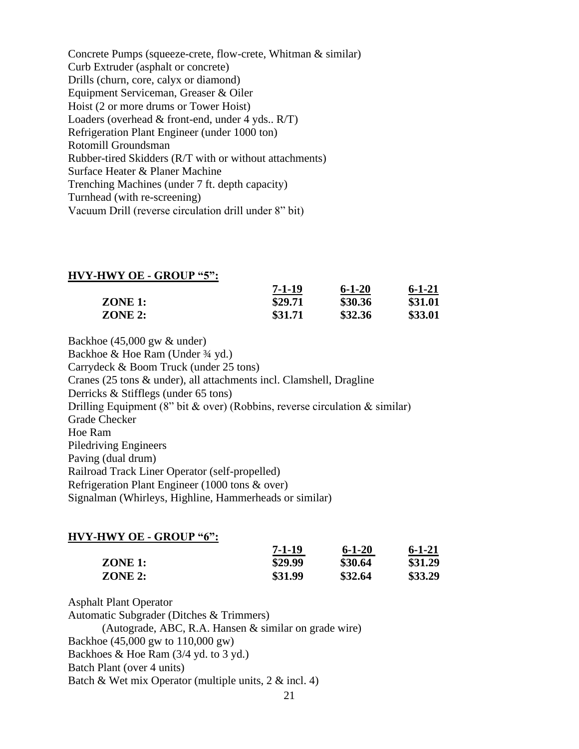Concrete Pumps (squeeze-crete, flow-crete, Whitman & similar)
Curb Extruder (asphalt or concrete)
Drills (churn, core, calyx or diamond)
Equipment Serviceman, Greaser & Oiler
Hoist (2 or more drums or Tower Hoist)
Loaders (overhead & front-end, under 4 yds.. R/T)
Refrigeration Plant Engineer (under 1000 ton)
Rotomill Groundsman
Rubber-tired Skidders (R/T with or without attachments)
Surface Heater & Planer Machine
Trenching Machines (under 7 ft. depth capacity)
Turnhead (with re-screening)
Vacuum Drill (reverse circulation drill under 8" bit)

**HVY-HWY OE - GROUP "5":**

| | 7-1-19 | 6-1-20 | 6-1-21 |
|---|---|---|---|
| **ZONE 1:** | **$29.71** | **$30.36** | **$31.01** |
| **ZONE 2:** | **$31.71** | **$32.36** | **$33.01** |

Backhoe (45,000 gw & under)
Backhoe & Hoe Ram (Under ¾ yd.)
Carrydeck & Boom Truck (under 25 tons)
Cranes (25 tons & under), all attachments incl. Clamshell, Dragline
Derricks & Stifflegs (under 65 tons)
Drilling Equipment (8" bit & over) (Robbins, reverse circulation & similar)
Grade Checker
Hoe Ram
Piledriving Engineers
Paving (dual drum)
Railroad Track Liner Operator (self-propelled)
Refrigeration Plant Engineer (1000 tons & over)
Signalman (Whirleys, Highline, Hammerheads or similar)

**HVY-HWY OE - GROUP "6":**

| | 7-1-19 | 6-1-20 | 6-1-21 |
|---|---|---|---|
| **ZONE 1:** | **$29.99** | **$30.64** | **$31.29** |
| **ZONE 2:** | **$31.99** | **$32.64** | **$33.29** |

Asphalt Plant Operator
Automatic Subgrader (Ditches & Trimmers)
(Autograde, ABC, R.A. Hansen & similar on grade wire)
Backhoe (45,000 gw to 110,000 gw)
Backhoes & Hoe Ram (3/4 yd. to 3 yd.)
Batch Plant (over 4 units)
Batch & Wet mix Operator (multiple units, 2 & incl. 4)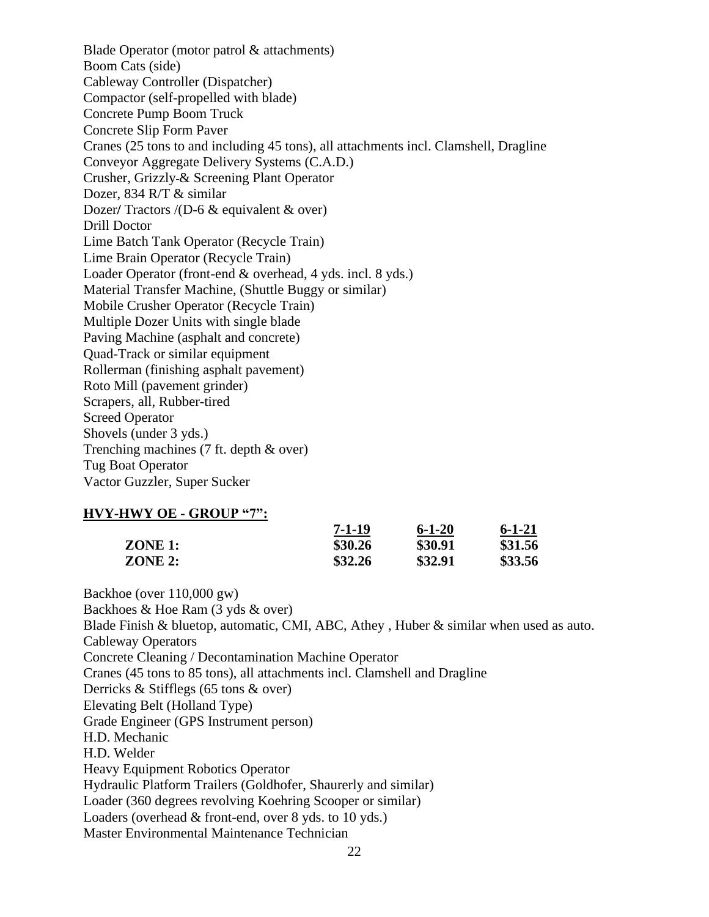Blade Operator (motor patrol & attachments)
Boom Cats (side)
Cableway Controller (Dispatcher)
Compactor (self-propelled with blade)
Concrete Pump Boom Truck
Concrete Slip Form Paver
Cranes (25 tons to and including 45 tons), all attachments incl. Clamshell, Dragline
Conveyor Aggregate Delivery Systems (C.A.D.)
Crusher, Grizzly & Screening Plant Operator
Dozer, 834 R/T & similar
Dozer/ Tractors /(D-6 & equivalent & over)
Drill Doctor
Lime Batch Tank Operator (Recycle Train)
Lime Brain Operator (Recycle Train)
Loader Operator (front-end & overhead, 4 yds. incl. 8 yds.)
Material Transfer Machine, (Shuttle Buggy or similar)
Mobile Crusher Operator (Recycle Train)
Multiple Dozer Units with single blade
Paving Machine (asphalt and concrete)
Quad-Track or similar equipment
Rollerman (finishing asphalt pavement)
Roto Mill (pavement grinder)
Scrapers, all, Rubber-tired
Screed Operator
Shovels (under 3 yds.)
Trenching machines (7 ft. depth & over)
Tug Boat Operator
Vactor Guzzler, Super Sucker

**HVY-HWY OE - GROUP "7":**

| | 7-1-19 | 6-1-20 | 6-1-21 |
|---|---|---|---|
| **ZONE 1:** | **$30.26** | **$30.91** | **$31.56** |
| **ZONE 2:** | **$32.26** | **$32.91** | **$33.56** |

Backhoe (over 110,000 gw)
Backhoes & Hoe Ram (3 yds & over)
Blade Finish & bluetop, automatic, CMI, ABC, Athey , Huber & similar when used as auto.
Cableway Operators
Concrete Cleaning / Decontamination Machine Operator
Cranes (45 tons to 85 tons), all attachments incl. Clamshell and Dragline
Derricks & Stifflegs (65 tons & over)
Elevating Belt (Holland Type)
Grade Engineer (GPS Instrument person)
H.D. Mechanic
H.D. Welder
Heavy Equipment Robotics Operator
Hydraulic Platform Trailers (Goldhofer, Shaurerly and similar)
Loader (360 degrees revolving Koehring Scooper or similar)
Loaders (overhead & front-end, over 8 yds. to 10 yds.)
Master Environmental Maintenance Technician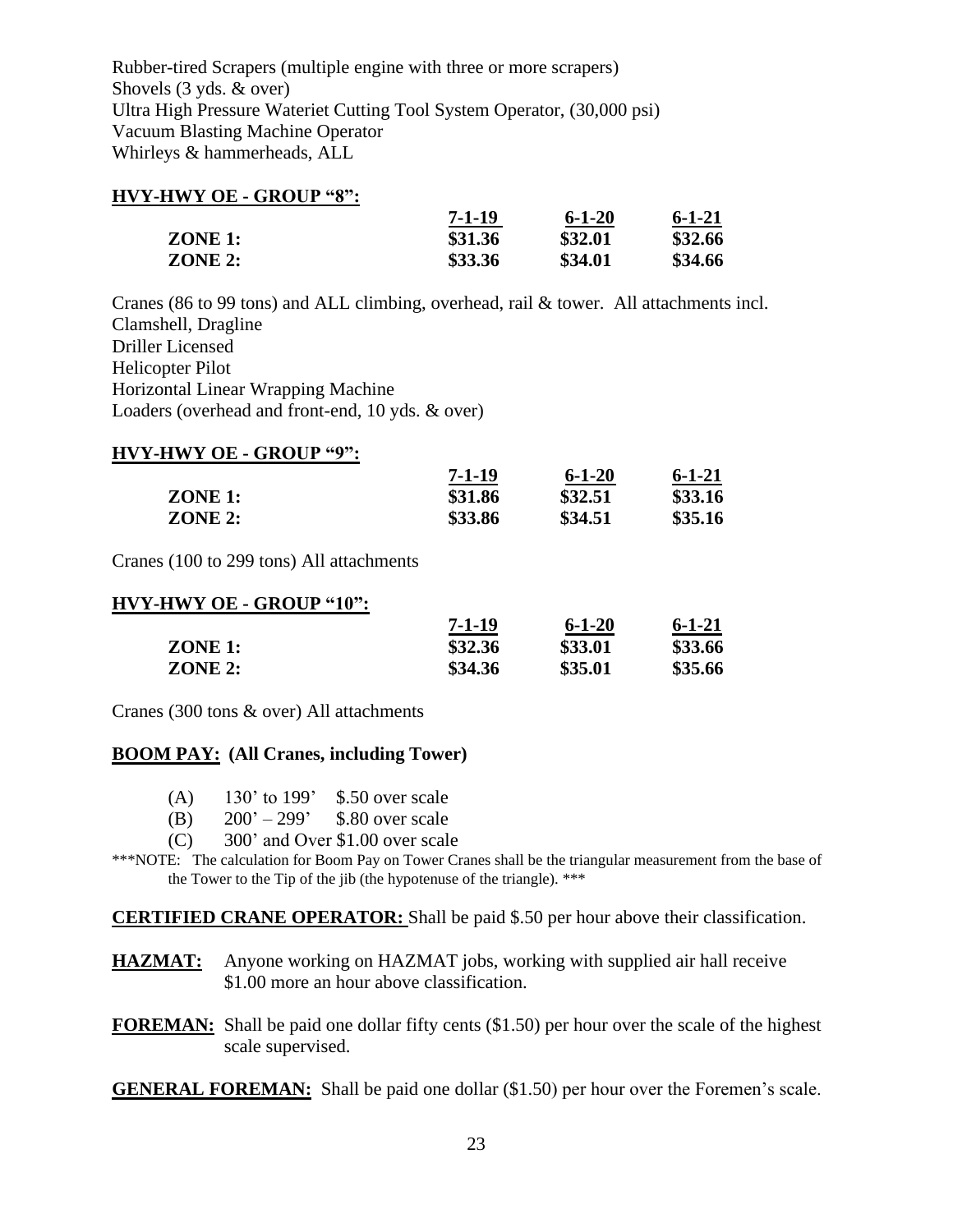Rubber-tired Scrapers (multiple engine with three or more scrapers)
Shovels (3 yds. & over)
Ultra High Pressure Wateriet Cutting Tool System Operator, (30,000 psi)
Vacuum Blasting Machine Operator
Whirleys & hammerheads, ALL

**HVY-HWY OE - GROUP "8":**

| | 7-1-19 | 6-1-20 | 6-1-21 |
|---|---|---|---|
| **ZONE 1:** | **$31.36** | **$32.01** | **$32.66** |
| **ZONE 2:** | **$33.36** | **$34.01** | **$34.66** |

Cranes (86 to 99 tons) and ALL climbing, overhead, rail & tower. All attachments incl.
Clamshell, Dragline
Driller Licensed
Helicopter Pilot
Horizontal Linear Wrapping Machine
Loaders (overhead and front-end, 10 yds. & over)

**HVY-HWY OE - GROUP "9":**

| | 7-1-19 | 6-1-20 | 6-1-21 |
|---|---|---|---|
| **ZONE 1:** | **$31.86** | **$32.51** | **$33.16** |
| **ZONE 2:** | **$33.86** | **$34.51** | **$35.16** |

Cranes (100 to 299 tons) All attachments

**HVY-HWY OE - GROUP "10":**

| | 7-1-19 | 6-1-20 | 6-1-21 |
|---|---|---|---|
| **ZONE 1:** | **$32.36** | **$33.01** | **$33.66** |
| **ZONE 2:** | **$34.36** | **$35.01** | **$35.66** |

Cranes (300 tons & over) All attachments

**BOOM PAY: (All Cranes, including Tower)**

- (A) 130' to 199' $.50 over scale
- (B) 200' – 299' $.80 over scale
- (C) 300' and Over $1.00 over scale

***NOTE: The calculation for Boom Pay on Tower Cranes shall be the triangular measurement from the base of the Tower to the Tip of the jib (the hypotenuse of the triangle). ***

**CERTIFIED CRANE OPERATOR:** Shall be paid $.50 per hour above their classification.

**HAZMAT:** Anyone working on HAZMAT jobs, working with supplied air hall receive $1.00 more an hour above classification.

**FOREMAN:** Shall be paid one dollar fifty cents ($1.50) per hour over the scale of the highest scale supervised.

**GENERAL FOREMAN:** Shall be paid one dollar ($1.50) per hour over the Foremen's scale.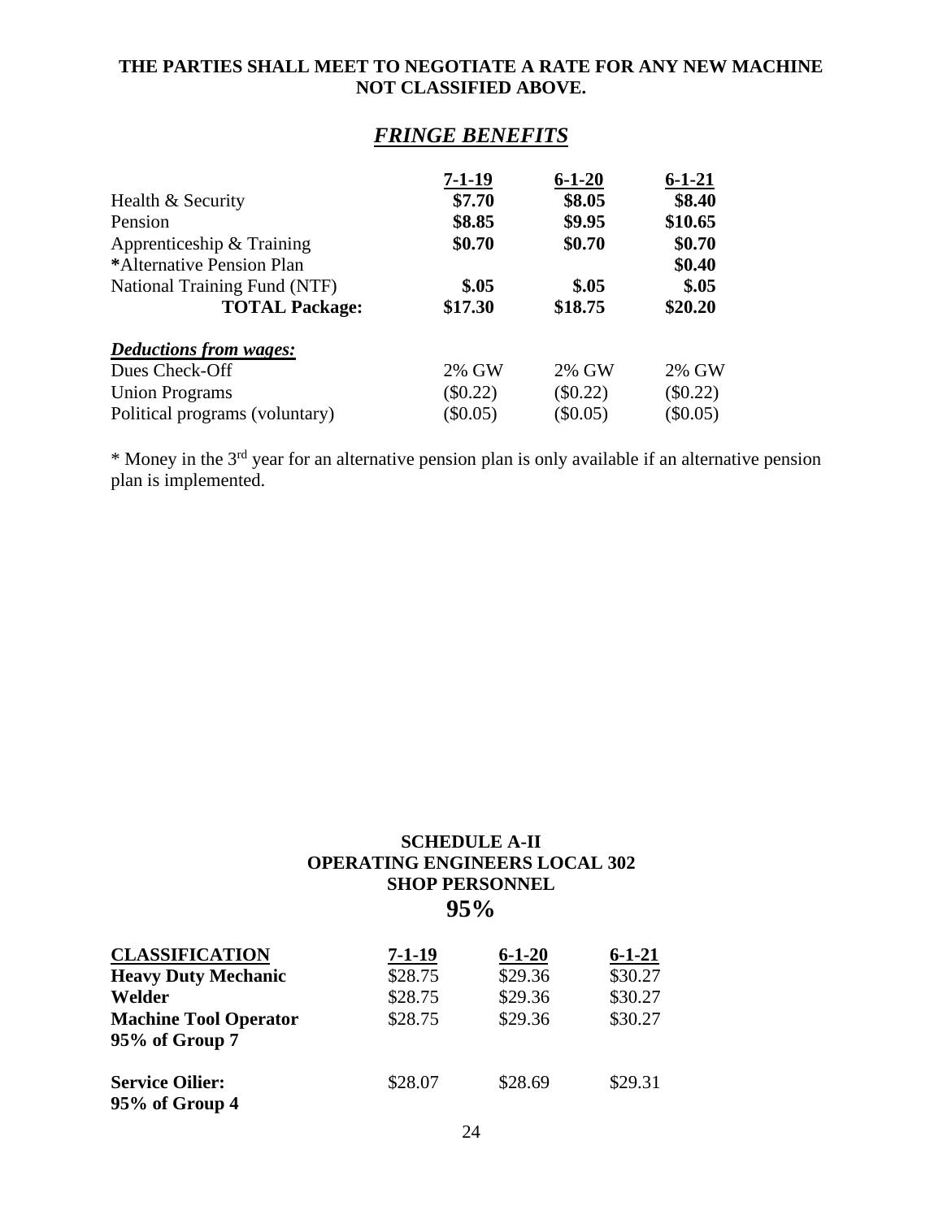**THE PARTIES SHALL MEET TO NEGOTIATE A RATE FOR ANY NEW MACHINE NOT CLASSIFIED ABOVE.**

## ***FRINGE BENEFITS***

| | 7-1-19 | 6-1-20 | 6-1-21 |
|---|---|---|---|
| Health & Security | **$7.70** | **$8.05** | **$8.40** |
| Pension | **$8.85** | **$9.95** | **$10.65** |
| Apprenticeship & Training | **$0.70** | **$0.70** | **$0.70** |
| ***Alternative Pension Plan** | | | **$0.40** |
| National Training Fund (NTF) | **$.05** | **$.05** | **$.05** |
| **TOTAL Package:** | **$17.30** | **$18.75** | **$20.20** |
| ***Deductions from wages:*** | | | |
| Dues Check-Off | 2% GW | 2% GW | 2% GW |
| Union Programs | ($0.22) | ($0.22) | ($0.22) |
| Political programs (voluntary) | ($0.05) | ($0.05) | ($0.05) |

* Money in the 3rd year for an alternative pension plan is only available if an alternative pension plan is implemented.

### SCHEDULE A-II
### OPERATING ENGINEERS LOCAL 302
### SHOP PERSONNEL
### 95%

| CLASSIFICATION | 7-1-19 | 6-1-20 | 6-1-21 |
|---|---|---|---|
| **Heavy Duty Mechanic** | $28.75 | $29.36 | $30.27 |
| **Welder** | $28.75 | $29.36 | $30.27 |
| **Machine Tool Operator** | $28.75 | $29.36 | $30.27 |
| **95% of Group 7** | | | |
| **Service Oilier:** | $28.07 | $28.69 | $29.31 |
| **95% of Group 4** | | | |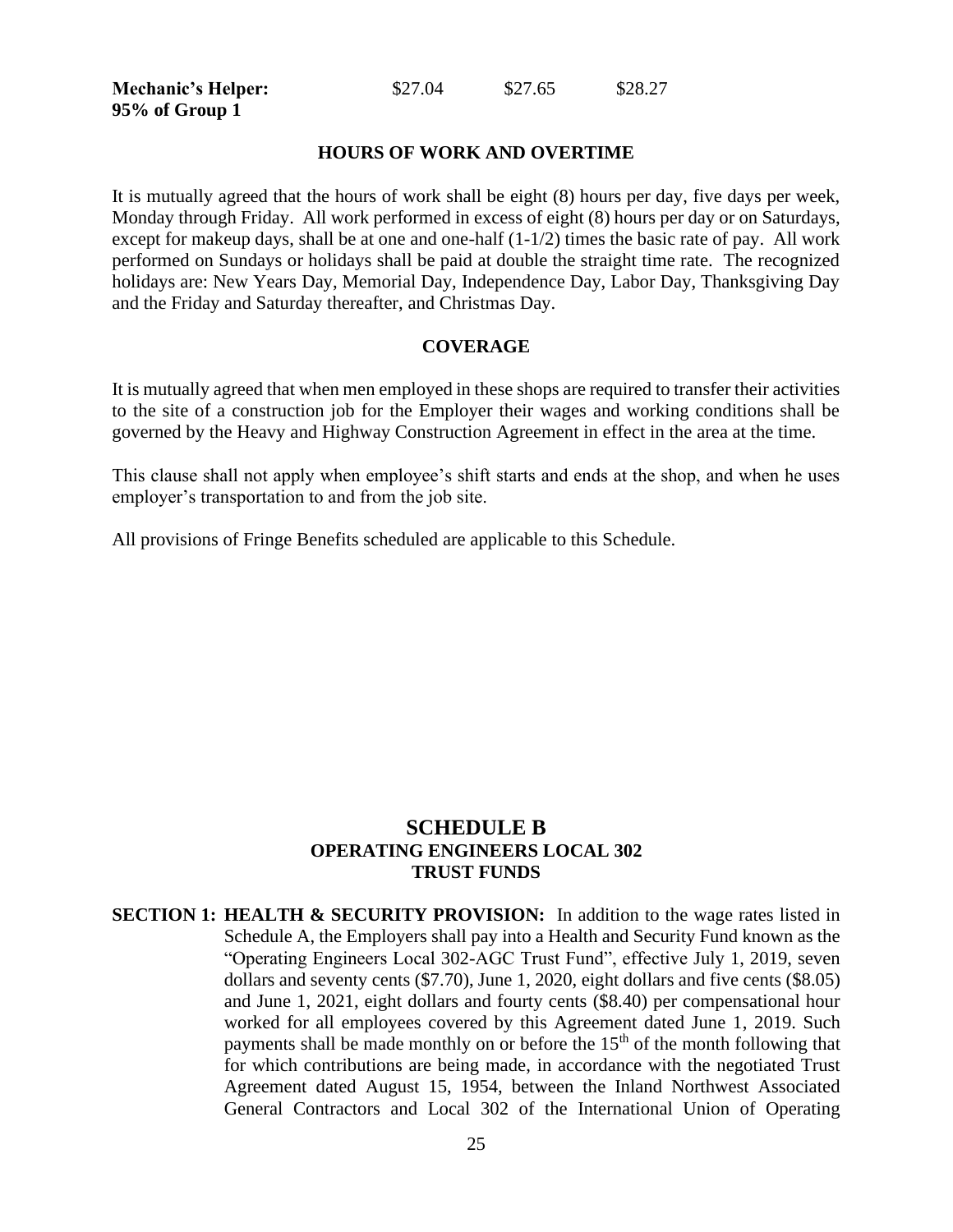| | | | |
|---|---|---|---|
| **Mechanic's Helper:** **95% of Group 1** | $27.04 | $27.65 | $28.27 |

**HOURS OF WORK AND OVERTIME**

It is mutually agreed that the hours of work shall be eight (8) hours per day, five days per week, Monday through Friday. All work performed in excess of eight (8) hours per day or on Saturdays, except for makeup days, shall be at one and one-half (1-1/2) times the basic rate of pay. All work performed on Sundays or holidays shall be paid at double the straight time rate. The recognized holidays are: New Years Day, Memorial Day, Independence Day, Labor Day, Thanksgiving Day and the Friday and Saturday thereafter, and Christmas Day.

**COVERAGE**

It is mutually agreed that when men employed in these shops are required to transfer their activities to the site of a construction job for the Employer their wages and working conditions shall be governed by the Heavy and Highway Construction Agreement in effect in the area at the time.

This clause shall not apply when employee's shift starts and ends at the shop, and when he uses employer's transportation to and from the job site.

All provisions of Fringe Benefits scheduled are applicable to this Schedule.

## SCHEDULE B
### OPERATING ENGINEERS LOCAL 302
### TRUST FUNDS

**SECTION 1: HEALTH & SECURITY PROVISION:** In addition to the wage rates listed in Schedule A, the Employers shall pay into a Health and Security Fund known as the "Operating Engineers Local 302-AGC Trust Fund", effective July 1, 2019, seven dollars and seventy cents ($7.70), June 1, 2020, eight dollars and five cents ($8.05) and June 1, 2021, eight dollars and fourty cents ($8.40) per compensational hour worked for all employees covered by this Agreement dated June 1, 2019. Such payments shall be made monthly on or before the 15th of the month following that for which contributions are being made, in accordance with the negotiated Trust Agreement dated August 15, 1954, between the Inland Northwest Associated General Contractors and Local 302 of the International Union of Operating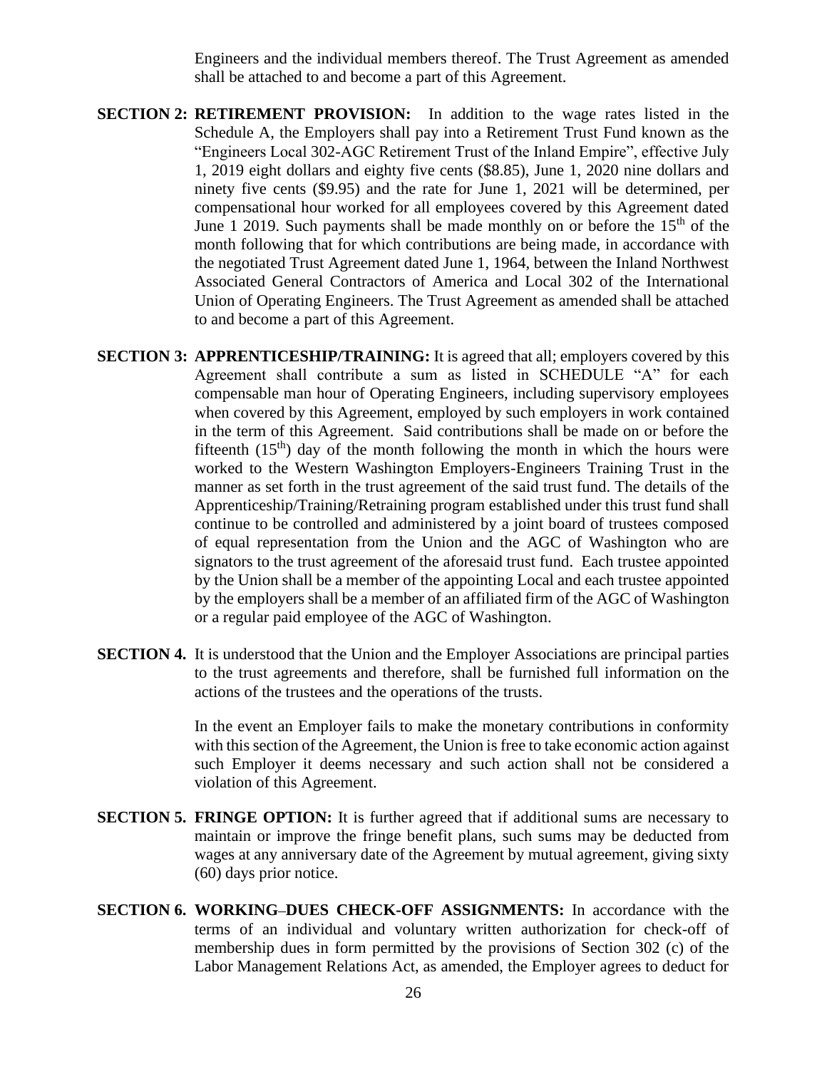Engineers and the individual members thereof. The Trust Agreement as amended shall be attached to and become a part of this Agreement.

**SECTION 2: RETIREMENT PROVISION:** In addition to the wage rates listed in the Schedule A, the Employers shall pay into a Retirement Trust Fund known as the "Engineers Local 302-AGC Retirement Trust of the Inland Empire", effective July 1, 2019 eight dollars and eighty five cents ($8.85), June 1, 2020 nine dollars and ninety five cents ($9.95) and the rate for June 1, 2021 will be determined, per compensational hour worked for all employees covered by this Agreement dated June 1 2019. Such payments shall be made monthly on or before the 15th of the month following that for which contributions are being made, in accordance with the negotiated Trust Agreement dated June 1, 1964, between the Inland Northwest Associated General Contractors of America and Local 302 of the International Union of Operating Engineers. The Trust Agreement as amended shall be attached to and become a part of this Agreement.

**SECTION 3: APPRENTICESHIP/TRAINING:** It is agreed that all; employers covered by this Agreement shall contribute a sum as listed in SCHEDULE "A" for each compensable man hour of Operating Engineers, including supervisory employees when covered by this Agreement, employed by such employers in work contained in the term of this Agreement. Said contributions shall be made on or before the fifteenth (15th) day of the month following the month in which the hours were worked to the Western Washington Employers-Engineers Training Trust in the manner as set forth in the trust agreement of the said trust fund. The details of the Apprenticeship/Training/Retraining program established under this trust fund shall continue to be controlled and administered by a joint board of trustees composed of equal representation from the Union and the AGC of Washington who are signators to the trust agreement of the aforesaid trust fund. Each trustee appointed by the Union shall be a member of the appointing Local and each trustee appointed by the employers shall be a member of an affiliated firm of the AGC of Washington or a regular paid employee of the AGC of Washington.

**SECTION 4.** It is understood that the Union and the Employer Associations are principal parties to the trust agreements and therefore, shall be furnished full information on the actions of the trustees and the operations of the trusts.

In the event an Employer fails to make the monetary contributions in conformity with this section of the Agreement, the Union is free to take economic action against such Employer it deems necessary and such action shall not be considered a violation of this Agreement.

**SECTION 5. FRINGE OPTION:** It is further agreed that if additional sums are necessary to maintain or improve the fringe benefit plans, such sums may be deducted from wages at any anniversary date of the Agreement by mutual agreement, giving sixty (60) days prior notice.

**SECTION 6. WORKING–DUES CHECK-OFF ASSIGNMENTS:** In accordance with the terms of an individual and voluntary written authorization for check-off of membership dues in form permitted by the provisions of Section 302 (c) of the Labor Management Relations Act, as amended, the Employer agrees to deduct for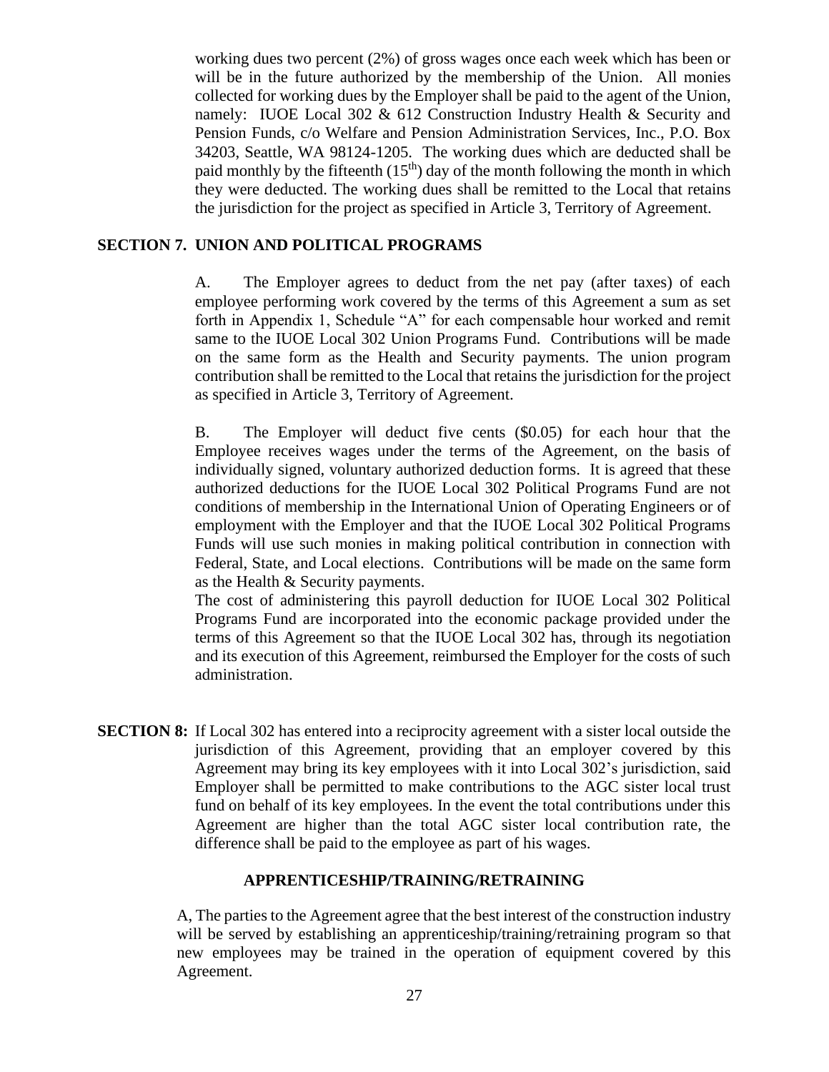working dues two percent (2%) of gross wages once each week which has been or will be in the future authorized by the membership of the Union. All monies collected for working dues by the Employer shall be paid to the agent of the Union, namely: IUOE Local 302 & 612 Construction Industry Health & Security and Pension Funds, c/o Welfare and Pension Administration Services, Inc., P.O. Box 34203, Seattle, WA 98124-1205. The working dues which are deducted shall be paid monthly by the fifteenth (15th) day of the month following the month in which they were deducted. The working dues shall be remitted to the Local that retains the jurisdiction for the project as specified in Article 3, Territory of Agreement.

**SECTION 7. UNION AND POLITICAL PROGRAMS**

A. The Employer agrees to deduct from the net pay (after taxes) of each employee performing work covered by the terms of this Agreement a sum as set forth in Appendix 1, Schedule "A" for each compensable hour worked and remit same to the IUOE Local 302 Union Programs Fund. Contributions will be made on the same form as the Health and Security payments. The union program contribution shall be remitted to the Local that retains the jurisdiction for the project as specified in Article 3, Territory of Agreement.

B. The Employer will deduct five cents ($0.05) for each hour that the Employee receives wages under the terms of the Agreement, on the basis of individually signed, voluntary authorized deduction forms. It is agreed that these authorized deductions for the IUOE Local 302 Political Programs Fund are not conditions of membership in the International Union of Operating Engineers or of employment with the Employer and that the IUOE Local 302 Political Programs Funds will use such monies in making political contribution in connection with Federal, State, and Local elections. Contributions will be made on the same form as the Health & Security payments.

The cost of administering this payroll deduction for IUOE Local 302 Political Programs Fund are incorporated into the economic package provided under the terms of this Agreement so that the IUOE Local 302 has, through its negotiation and its execution of this Agreement, reimbursed the Employer for the costs of such administration.

**SECTION 8:** If Local 302 has entered into a reciprocity agreement with a sister local outside the jurisdiction of this Agreement, providing that an employer covered by this Agreement may bring its key employees with it into Local 302's jurisdiction, said Employer shall be permitted to make contributions to the AGC sister local trust fund on behalf of its key employees. In the event the total contributions under this Agreement are higher than the total AGC sister local contribution rate, the difference shall be paid to the employee as part of his wages.

**APPRENTICESHIP/TRAINING/RETRAINING**

A, The parties to the Agreement agree that the best interest of the construction industry will be served by establishing an apprenticeship/training/retraining program so that new employees may be trained in the operation of equipment covered by this Agreement.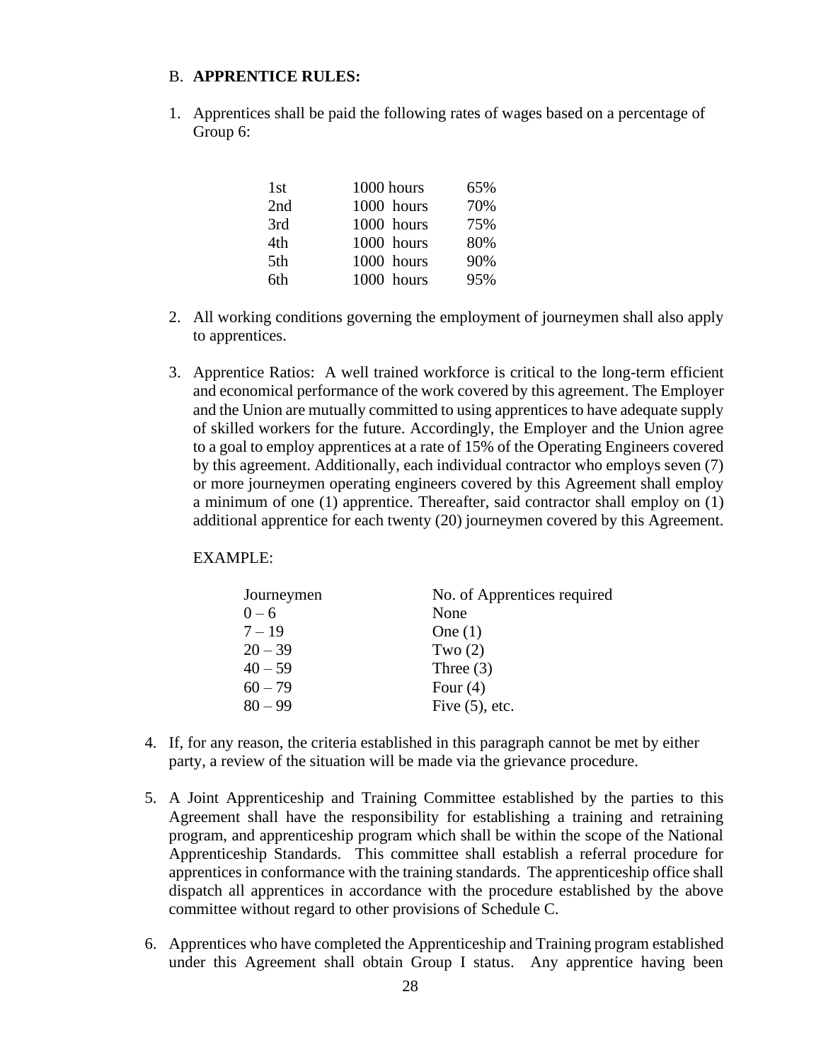B. **APPRENTICE RULES:**

1. Apprentices shall be paid the following rates of wages based on a percentage of Group 6:

| | | |
|---|---|---|
| 1st | 1000 hours | 65% |
| 2nd | 1000 hours | 70% |
| 3rd | 1000 hours | 75% |
| 4th | 1000 hours | 80% |
| 5th | 1000 hours | 90% |
| 6th | 1000 hours | 95% |

2. All working conditions governing the employment of journeymen shall also apply to apprentices.

3. Apprentice Ratios: A well trained workforce is critical to the long-term efficient and economical performance of the work covered by this agreement. The Employer and the Union are mutually committed to using apprentices to have adequate supply of skilled workers for the future. Accordingly, the Employer and the Union agree to a goal to employ apprentices at a rate of 15% of the Operating Engineers covered by this agreement. Additionally, each individual contractor who employs seven (7) or more journeymen operating engineers covered by this Agreement shall employ a minimum of one (1) apprentice. Thereafter, said contractor shall employ on (1) additional apprentice for each twenty (20) journeymen covered by this Agreement.

   EXAMPLE:

| Journeymen | No. of Apprentices required |
|---|---|
| 0 – 6 | None |
| 7 – 19 | One (1) |
| 20 – 39 | Two (2) |
| 40 – 59 | Three (3) |
| 60 – 79 | Four (4) |
| 80 – 99 | Five (5), etc. |

4. If, for any reason, the criteria established in this paragraph cannot be met by either party, a review of the situation will be made via the grievance procedure.

5. A Joint Apprenticeship and Training Committee established by the parties to this Agreement shall have the responsibility for establishing a training and retraining program, and apprenticeship program which shall be within the scope of the National Apprenticeship Standards. This committee shall establish a referral procedure for apprentices in conformance with the training standards. The apprenticeship office shall dispatch all apprentices in accordance with the procedure established by the above committee without regard to other provisions of Schedule C.

6. Apprentices who have completed the Apprenticeship and Training program established under this Agreement shall obtain Group I status. Any apprentice having been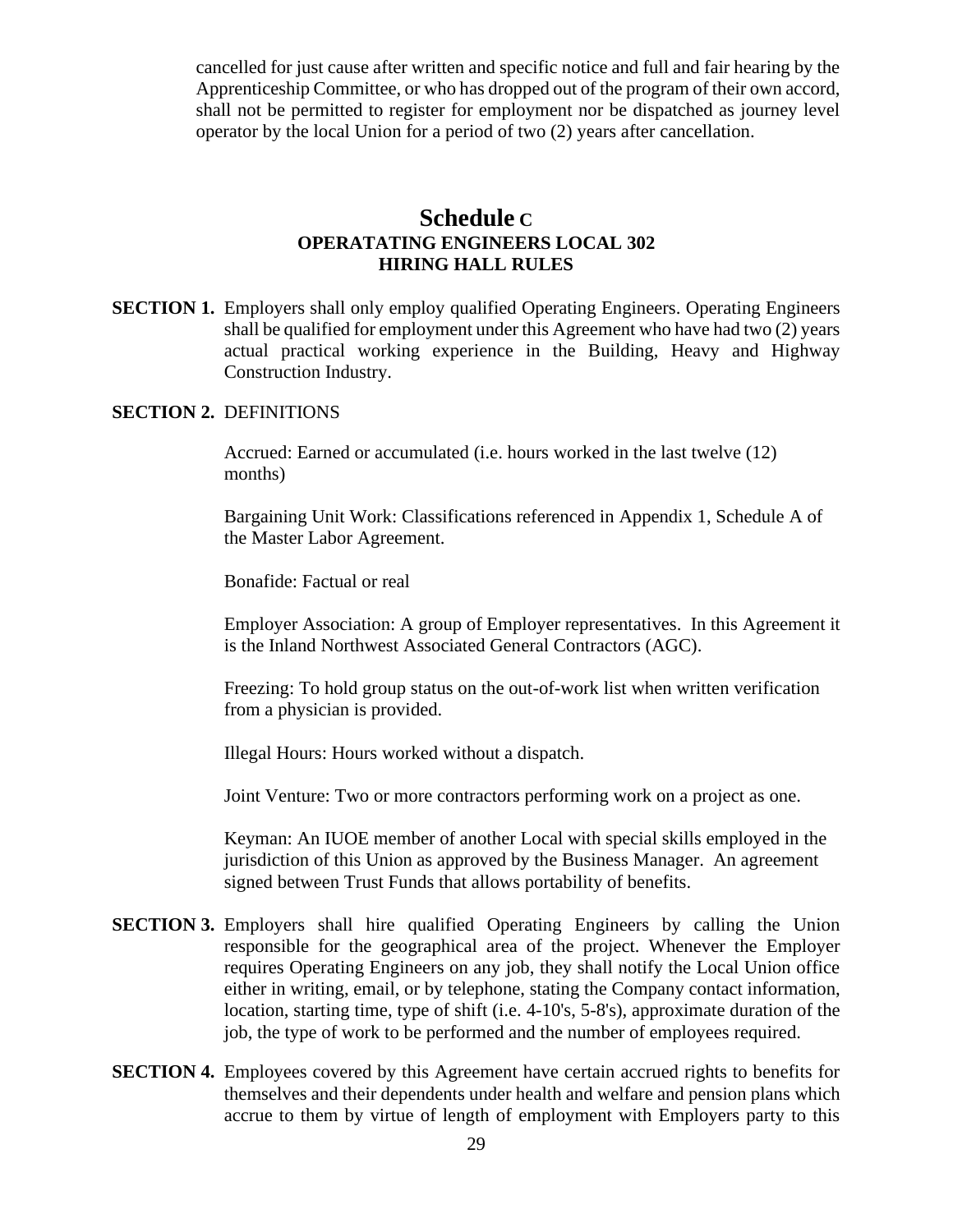cancelled for just cause after written and specific notice and full and fair hearing by the Apprenticeship Committee, or who has dropped out of the program of their own accord, shall not be permitted to register for employment nor be dispatched as journey level operator by the local Union for a period of two (2) years after cancellation.

## Schedule C
### OPERATATING ENGINEERS LOCAL 302
### HIRING HALL RULES

**SECTION 1.** Employers shall only employ qualified Operating Engineers. Operating Engineers shall be qualified for employment under this Agreement who have had two (2) years actual practical working experience in the Building, Heavy and Highway Construction Industry.

**SECTION 2.** DEFINITIONS

Accrued: Earned or accumulated (i.e. hours worked in the last twelve (12) months)

Bargaining Unit Work: Classifications referenced in Appendix 1, Schedule A of the Master Labor Agreement.

Bonafide: Factual or real

Employer Association: A group of Employer representatives. In this Agreement it is the Inland Northwest Associated General Contractors (AGC).

Freezing: To hold group status on the out-of-work list when written verification from a physician is provided.

Illegal Hours: Hours worked without a dispatch.

Joint Venture: Two or more contractors performing work on a project as one.

Keyman: An IUOE member of another Local with special skills employed in the jurisdiction of this Union as approved by the Business Manager. An agreement signed between Trust Funds that allows portability of benefits.

**SECTION 3.** Employers shall hire qualified Operating Engineers by calling the Union responsible for the geographical area of the project. Whenever the Employer requires Operating Engineers on any job, they shall notify the Local Union office either in writing, email, or by telephone, stating the Company contact information, location, starting time, type of shift (i.e. 4-10's, 5-8's), approximate duration of the job, the type of work to be performed and the number of employees required.

**SECTION 4.** Employees covered by this Agreement have certain accrued rights to benefits for themselves and their dependents under health and welfare and pension plans which accrue to them by virtue of length of employment with Employers party to this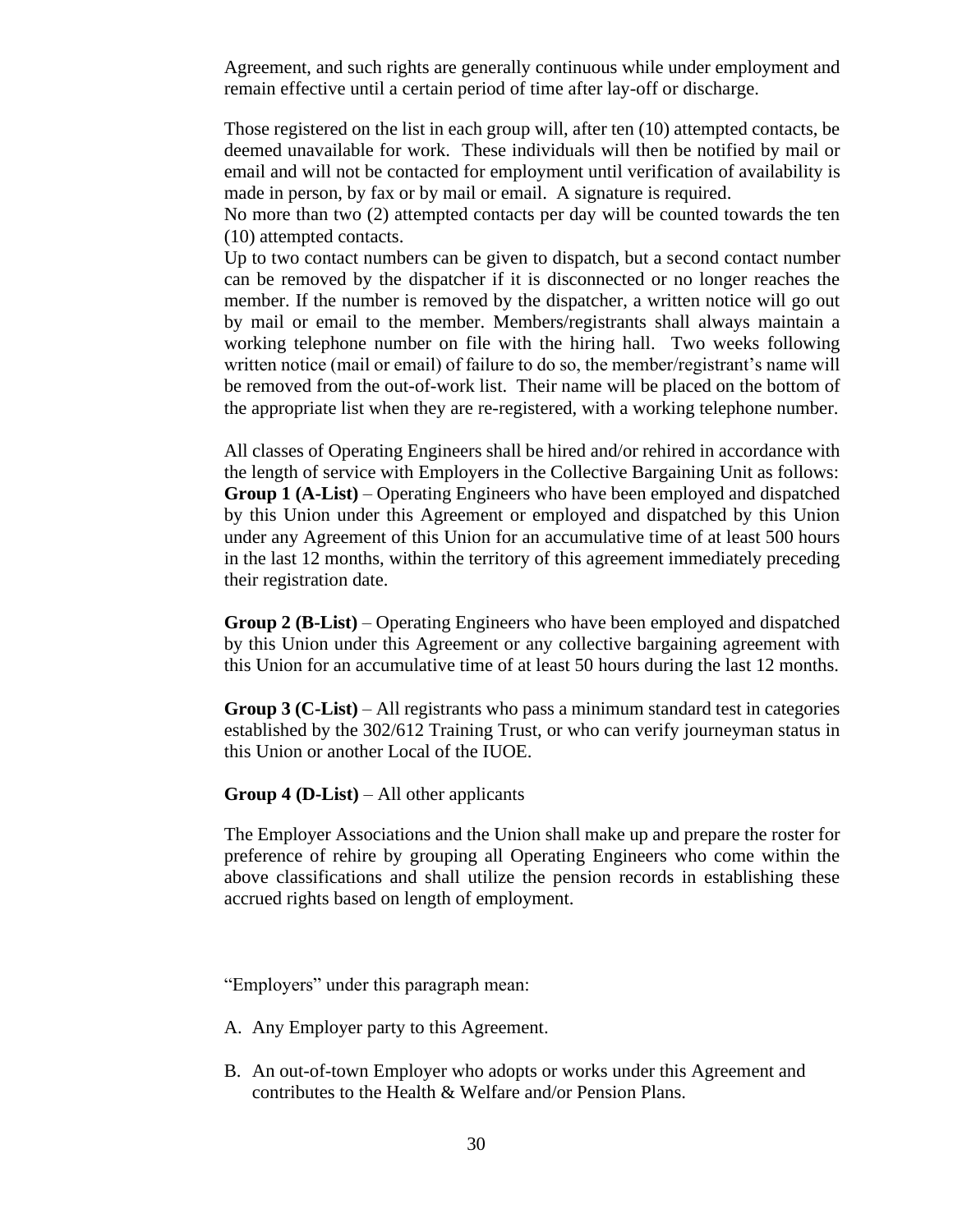Agreement, and such rights are generally continuous while under employment and remain effective until a certain period of time after lay-off or discharge.

Those registered on the list in each group will, after ten (10) attempted contacts, be deemed unavailable for work. These individuals will then be notified by mail or email and will not be contacted for employment until verification of availability is made in person, by fax or by mail or email. A signature is required.
No more than two (2) attempted contacts per day will be counted towards the ten (10) attempted contacts.
Up to two contact numbers can be given to dispatch, but a second contact number can be removed by the dispatcher if it is disconnected or no longer reaches the member. If the number is removed by the dispatcher, a written notice will go out by mail or email to the member. Members/registrants shall always maintain a working telephone number on file with the hiring hall. Two weeks following written notice (mail or email) of failure to do so, the member/registrant's name will be removed from the out-of-work list. Their name will be placed on the bottom of the appropriate list when they are re-registered, with a working telephone number.

All classes of Operating Engineers shall be hired and/or rehired in accordance with the length of service with Employers in the Collective Bargaining Unit as follows:
**Group 1 (A-List)** – Operating Engineers who have been employed and dispatched by this Union under this Agreement or employed and dispatched by this Union under any Agreement of this Union for an accumulative time of at least 500 hours in the last 12 months, within the territory of this agreement immediately preceding their registration date.

**Group 2 (B-List)** – Operating Engineers who have been employed and dispatched by this Union under this Agreement or any collective bargaining agreement with this Union for an accumulative time of at least 50 hours during the last 12 months.

**Group 3 (C-List)** – All registrants who pass a minimum standard test in categories established by the 302/612 Training Trust, or who can verify journeyman status in this Union or another Local of the IUOE.

**Group 4 (D-List)** – All other applicants

The Employer Associations and the Union shall make up and prepare the roster for preference of rehire by grouping all Operating Engineers who come within the above classifications and shall utilize the pension records in establishing these accrued rights based on length of employment.

"Employers" under this paragraph mean:

A. Any Employer party to this Agreement.

B. An out-of-town Employer who adopts or works under this Agreement and contributes to the Health & Welfare and/or Pension Plans.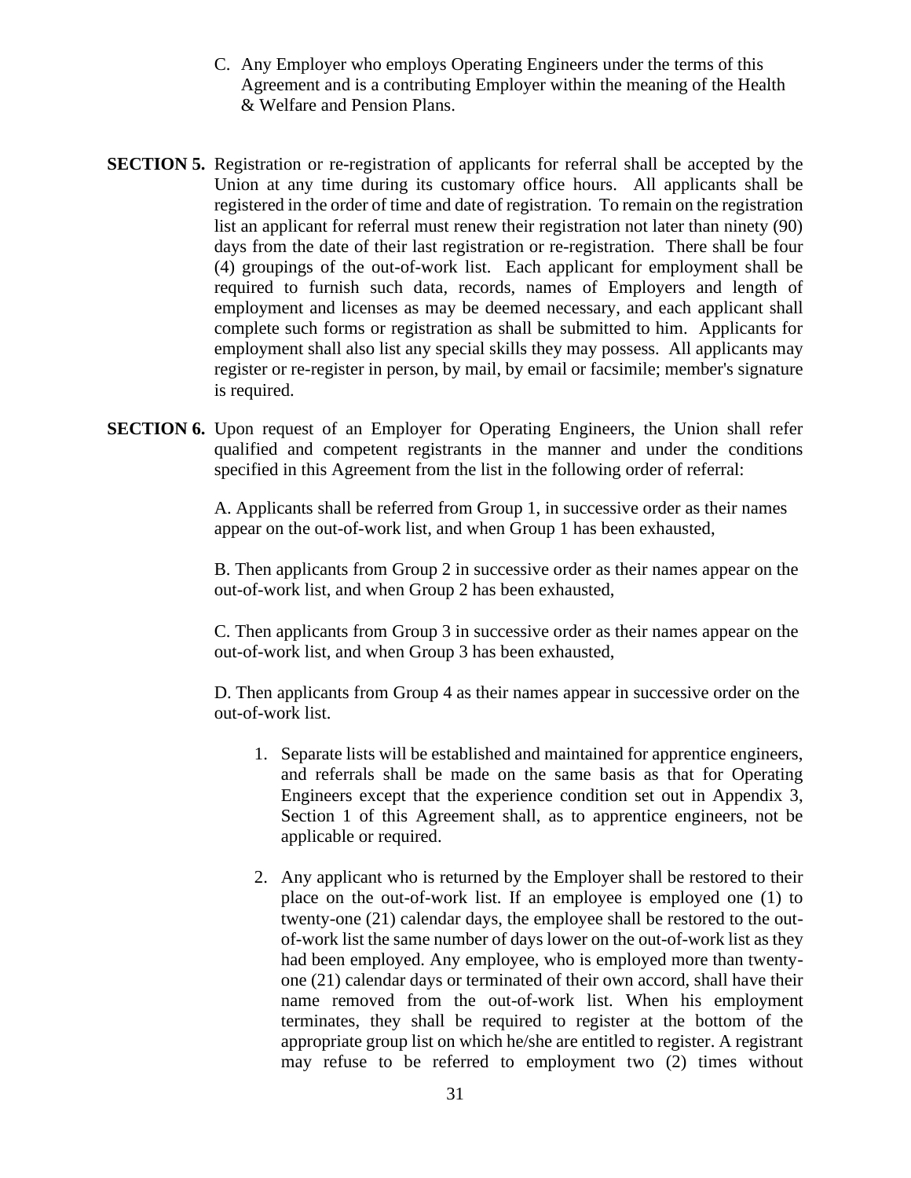C. Any Employer who employs Operating Engineers under the terms of this Agreement and is a contributing Employer within the meaning of the Health & Welfare and Pension Plans.

**SECTION 5.** Registration or re-registration of applicants for referral shall be accepted by the Union at any time during its customary office hours. All applicants shall be registered in the order of time and date of registration. To remain on the registration list an applicant for referral must renew their registration not later than ninety (90) days from the date of their last registration or re-registration. There shall be four (4) groupings of the out-of-work list. Each applicant for employment shall be required to furnish such data, records, names of Employers and length of employment and licenses as may be deemed necessary, and each applicant shall complete such forms or registration as shall be submitted to him. Applicants for employment shall also list any special skills they may possess. All applicants may register or re-register in person, by mail, by email or facsimile; member's signature is required.

**SECTION 6.** Upon request of an Employer for Operating Engineers, the Union shall refer qualified and competent registrants in the manner and under the conditions specified in this Agreement from the list in the following order of referral:

A. Applicants shall be referred from Group 1, in successive order as their names appear on the out-of-work list, and when Group 1 has been exhausted,

B. Then applicants from Group 2 in successive order as their names appear on the out-of-work list, and when Group 2 has been exhausted,

C. Then applicants from Group 3 in successive order as their names appear on the out-of-work list, and when Group 3 has been exhausted,

D. Then applicants from Group 4 as their names appear in successive order on the out-of-work list.

1. Separate lists will be established and maintained for apprentice engineers, and referrals shall be made on the same basis as that for Operating Engineers except that the experience condition set out in Appendix 3, Section 1 of this Agreement shall, as to apprentice engineers, not be applicable or required.

2. Any applicant who is returned by the Employer shall be restored to their place on the out-of-work list. If an employee is employed one (1) to twenty-one (21) calendar days, the employee shall be restored to the out-of-work list the same number of days lower on the out-of-work list as they had been employed. Any employee, who is employed more than twenty-one (21) calendar days or terminated of their own accord, shall have their name removed from the out-of-work list. When his employment terminates, they shall be required to register at the bottom of the appropriate group list on which he/she are entitled to register. A registrant may refuse to be referred to employment two (2) times without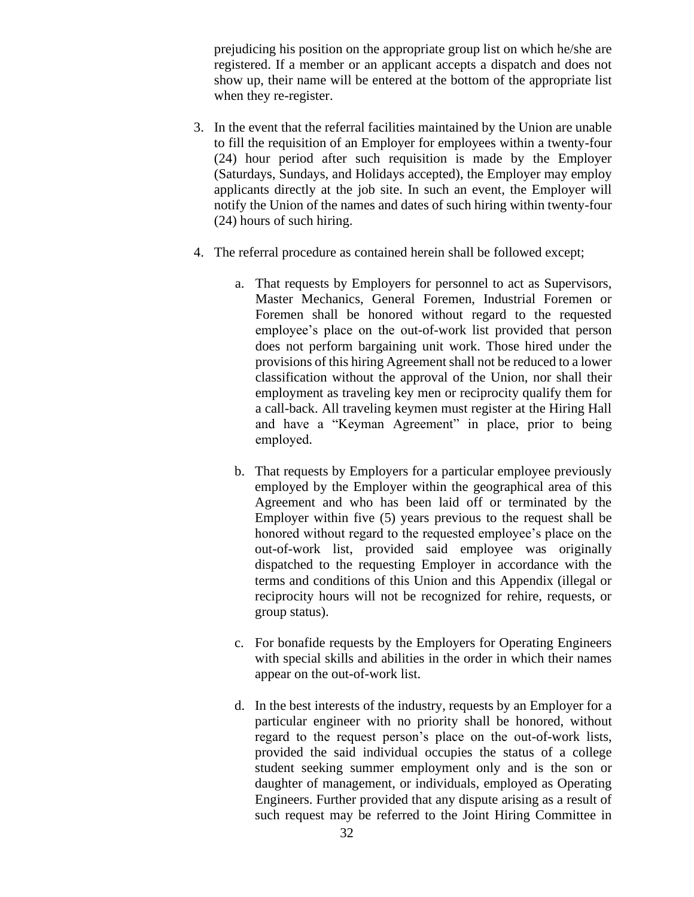prejudicing his position on the appropriate group list on which he/she are registered. If a member or an applicant accepts a dispatch and does not show up, their name will be entered at the bottom of the appropriate list when they re-register.

3. In the event that the referral facilities maintained by the Union are unable to fill the requisition of an Employer for employees within a twenty-four (24) hour period after such requisition is made by the Employer (Saturdays, Sundays, and Holidays accepted), the Employer may employ applicants directly at the job site. In such an event, the Employer will notify the Union of the names and dates of such hiring within twenty-four (24) hours of such hiring.

4. The referral procedure as contained herein shall be followed except;

   a. That requests by Employers for personnel to act as Supervisors, Master Mechanics, General Foremen, Industrial Foremen or Foremen shall be honored without regard to the requested employee's place on the out-of-work list provided that person does not perform bargaining unit work. Those hired under the provisions of this hiring Agreement shall not be reduced to a lower classification without the approval of the Union, nor shall their employment as traveling key men or reciprocity qualify them for a call-back. All traveling keymen must register at the Hiring Hall and have a "Keyman Agreement" in place, prior to being employed.

   b. That requests by Employers for a particular employee previously employed by the Employer within the geographical area of this Agreement and who has been laid off or terminated by the Employer within five (5) years previous to the request shall be honored without regard to the requested employee's place on the out-of-work list, provided said employee was originally dispatched to the requesting Employer in accordance with the terms and conditions of this Union and this Appendix (illegal or reciprocity hours will not be recognized for rehire, requests, or group status).

   c. For bonafide requests by the Employers for Operating Engineers with special skills and abilities in the order in which their names appear on the out-of-work list.

   d. In the best interests of the industry, requests by an Employer for a particular engineer with no priority shall be honored, without regard to the request person's place on the out-of-work lists, provided the said individual occupies the status of a college student seeking summer employment only and is the son or daughter of management, or individuals, employed as Operating Engineers. Further provided that any dispute arising as a result of such request may be referred to the Joint Hiring Committee in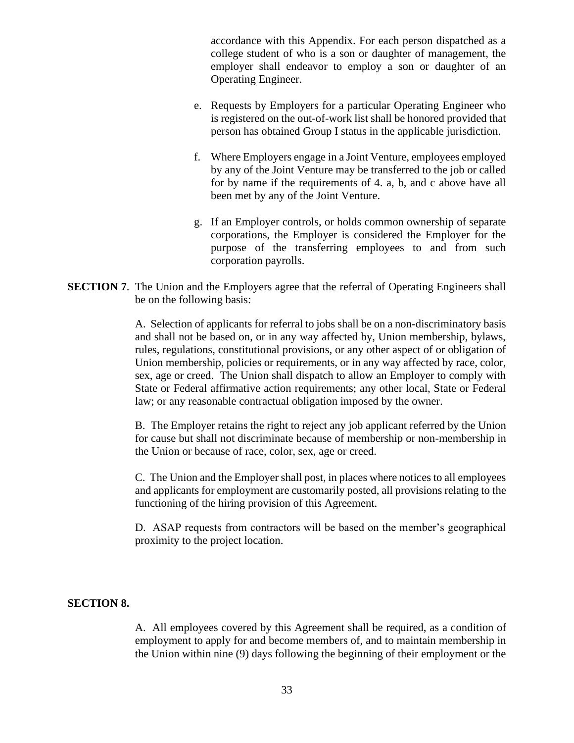accordance with this Appendix. For each person dispatched as a college student of who is a son or daughter of management, the employer shall endeavor to employ a son or daughter of an Operating Engineer.

e. Requests by Employers for a particular Operating Engineer who is registered on the out-of-work list shall be honored provided that person has obtained Group I status in the applicable jurisdiction.

f. Where Employers engage in a Joint Venture, employees employed by any of the Joint Venture may be transferred to the job or called for by name if the requirements of 4. a, b, and c above have all been met by any of the Joint Venture.

g. If an Employer controls, or holds common ownership of separate corporations, the Employer is considered the Employer for the purpose of the transferring employees to and from such corporation payrolls.

**SECTION 7**. The Union and the Employers agree that the referral of Operating Engineers shall be on the following basis:

A. Selection of applicants for referral to jobs shall be on a non-discriminatory basis and shall not be based on, or in any way affected by, Union membership, bylaws, rules, regulations, constitutional provisions, or any other aspect of or obligation of Union membership, policies or requirements, or in any way affected by race, color, sex, age or creed. The Union shall dispatch to allow an Employer to comply with State or Federal affirmative action requirements; any other local, State or Federal law; or any reasonable contractual obligation imposed by the owner.

B. The Employer retains the right to reject any job applicant referred by the Union for cause but shall not discriminate because of membership or non-membership in the Union or because of race, color, sex, age or creed.

C. The Union and the Employer shall post, in places where notices to all employees and applicants for employment are customarily posted, all provisions relating to the functioning of the hiring provision of this Agreement.

D. ASAP requests from contractors will be based on the member's geographical proximity to the project location.

**SECTION 8.**

A. All employees covered by this Agreement shall be required, as a condition of employment to apply for and become members of, and to maintain membership in the Union within nine (9) days following the beginning of their employment or the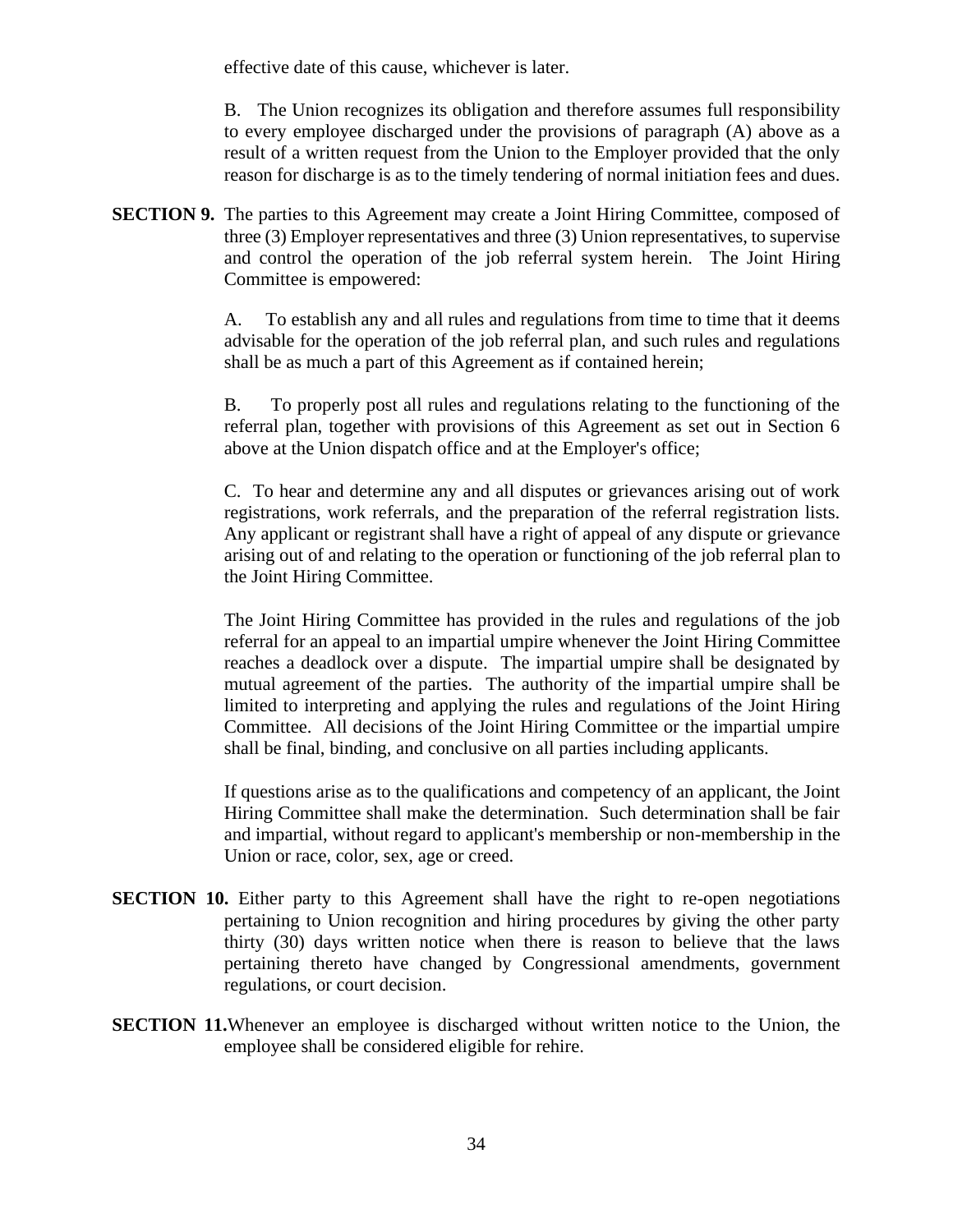effective date of this cause, whichever is later.

B. The Union recognizes its obligation and therefore assumes full responsibility to every employee discharged under the provisions of paragraph (A) above as a result of a written request from the Union to the Employer provided that the only reason for discharge is as to the timely tendering of normal initiation fees and dues.

**SECTION 9.** The parties to this Agreement may create a Joint Hiring Committee, composed of three (3) Employer representatives and three (3) Union representatives, to supervise and control the operation of the job referral system herein. The Joint Hiring Committee is empowered:

A. To establish any and all rules and regulations from time to time that it deems advisable for the operation of the job referral plan, and such rules and regulations shall be as much a part of this Agreement as if contained herein;

B. To properly post all rules and regulations relating to the functioning of the referral plan, together with provisions of this Agreement as set out in Section 6 above at the Union dispatch office and at the Employer's office;

C. To hear and determine any and all disputes or grievances arising out of work registrations, work referrals, and the preparation of the referral registration lists. Any applicant or registrant shall have a right of appeal of any dispute or grievance arising out of and relating to the operation or functioning of the job referral plan to the Joint Hiring Committee.

The Joint Hiring Committee has provided in the rules and regulations of the job referral for an appeal to an impartial umpire whenever the Joint Hiring Committee reaches a deadlock over a dispute. The impartial umpire shall be designated by mutual agreement of the parties. The authority of the impartial umpire shall be limited to interpreting and applying the rules and regulations of the Joint Hiring Committee. All decisions of the Joint Hiring Committee or the impartial umpire shall be final, binding, and conclusive on all parties including applicants.

If questions arise as to the qualifications and competency of an applicant, the Joint Hiring Committee shall make the determination. Such determination shall be fair and impartial, without regard to applicant's membership or non-membership in the Union or race, color, sex, age or creed.

**SECTION 10.** Either party to this Agreement shall have the right to re-open negotiations pertaining to Union recognition and hiring procedures by giving the other party thirty (30) days written notice when there is reason to believe that the laws pertaining thereto have changed by Congressional amendments, government regulations, or court decision.

**SECTION 11.** Whenever an employee is discharged without written notice to the Union, the employee shall be considered eligible for rehire.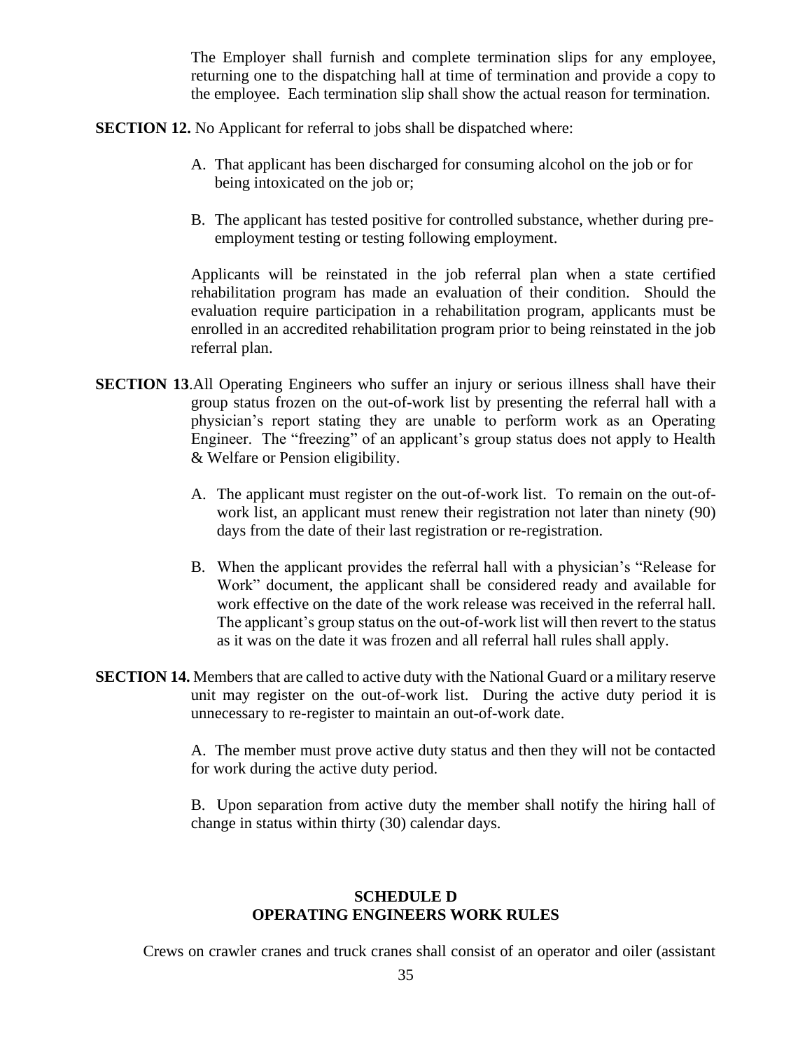The Employer shall furnish and complete termination slips for any employee, returning one to the dispatching hall at time of termination and provide a copy to the employee. Each termination slip shall show the actual reason for termination.

**SECTION 12.** No Applicant for referral to jobs shall be dispatched where:

A. That applicant has been discharged for consuming alcohol on the job or for being intoxicated on the job or;

B. The applicant has tested positive for controlled substance, whether during pre-employment testing or testing following employment.

Applicants will be reinstated in the job referral plan when a state certified rehabilitation program has made an evaluation of their condition. Should the evaluation require participation in a rehabilitation program, applicants must be enrolled in an accredited rehabilitation program prior to being reinstated in the job referral plan.

**SECTION 13**.All Operating Engineers who suffer an injury or serious illness shall have their group status frozen on the out-of-work list by presenting the referral hall with a physician's report stating they are unable to perform work as an Operating Engineer. The "freezing" of an applicant's group status does not apply to Health & Welfare or Pension eligibility.

A. The applicant must register on the out-of-work list. To remain on the out-of-work list, an applicant must renew their registration not later than ninety (90) days from the date of their last registration or re-registration.

B. When the applicant provides the referral hall with a physician's "Release for Work" document, the applicant shall be considered ready and available for work effective on the date of the work release was received in the referral hall. The applicant's group status on the out-of-work list will then revert to the status as it was on the date it was frozen and all referral hall rules shall apply.

**SECTION 14.** Members that are called to active duty with the National Guard or a military reserve unit may register on the out-of-work list. During the active duty period it is unnecessary to re-register to maintain an out-of-work date.

A. The member must prove active duty status and then they will not be contacted for work during the active duty period.

B. Upon separation from active duty the member shall notify the hiring hall of change in status within thirty (30) calendar days.

## SCHEDULE D
## OPERATING ENGINEERS WORK RULES

Crews on crawler cranes and truck cranes shall consist of an operator and oiler (assistant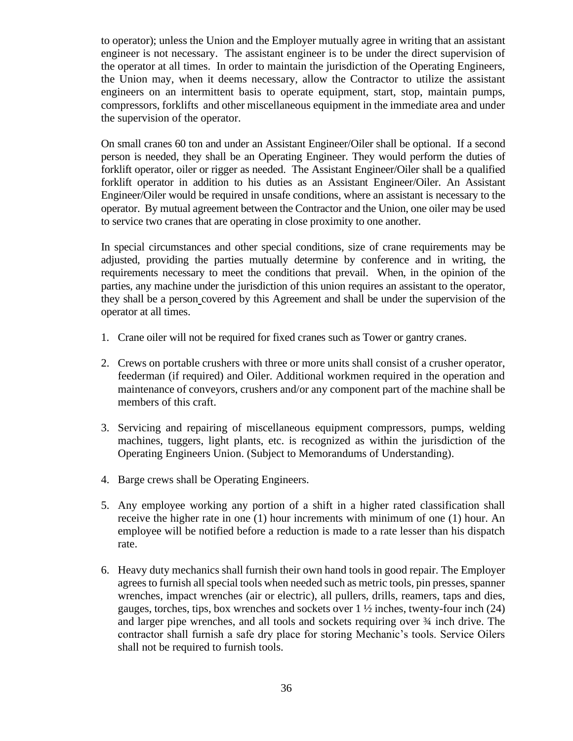to operator); unless the Union and the Employer mutually agree in writing that an assistant engineer is not necessary. The assistant engineer is to be under the direct supervision of the operator at all times. In order to maintain the jurisdiction of the Operating Engineers, the Union may, when it deems necessary, allow the Contractor to utilize the assistant engineers on an intermittent basis to operate equipment, start, stop, maintain pumps, compressors, forklifts and other miscellaneous equipment in the immediate area and under the supervision of the operator.

On small cranes 60 ton and under an Assistant Engineer/Oiler shall be optional. If a second person is needed, they shall be an Operating Engineer. They would perform the duties of forklift operator, oiler or rigger as needed. The Assistant Engineer/Oiler shall be a qualified forklift operator in addition to his duties as an Assistant Engineer/Oiler. An Assistant Engineer/Oiler would be required in unsafe conditions, where an assistant is necessary to the operator. By mutual agreement between the Contractor and the Union, one oiler may be used to service two cranes that are operating in close proximity to one another.

In special circumstances and other special conditions, size of crane requirements may be adjusted, providing the parties mutually determine by conference and in writing, the requirements necessary to meet the conditions that prevail. When, in the opinion of the parties, any machine under the jurisdiction of this union requires an assistant to the operator, they shall be a person covered by this Agreement and shall be under the supervision of the operator at all times.

1. Crane oiler will not be required for fixed cranes such as Tower or gantry cranes.
2. Crews on portable crushers with three or more units shall consist of a crusher operator, feederman (if required) and Oiler. Additional workmen required in the operation and maintenance of conveyors, crushers and/or any component part of the machine shall be members of this craft.
3. Servicing and repairing of miscellaneous equipment compressors, pumps, welding machines, tuggers, light plants, etc. is recognized as within the jurisdiction of the Operating Engineers Union. (Subject to Memorandums of Understanding).
4. Barge crews shall be Operating Engineers.
5. Any employee working any portion of a shift in a higher rated classification shall receive the higher rate in one (1) hour increments with minimum of one (1) hour. An employee will be notified before a reduction is made to a rate lesser than his dispatch rate.
6. Heavy duty mechanics shall furnish their own hand tools in good repair. The Employer agrees to furnish all special tools when needed such as metric tools, pin presses, spanner wrenches, impact wrenches (air or electric), all pullers, drills, reamers, taps and dies, gauges, torches, tips, box wrenches and sockets over 1 ½ inches, twenty-four inch (24) and larger pipe wrenches, and all tools and sockets requiring over ¾ inch drive. The contractor shall furnish a safe dry place for storing Mechanic's tools. Service Oilers shall not be required to furnish tools.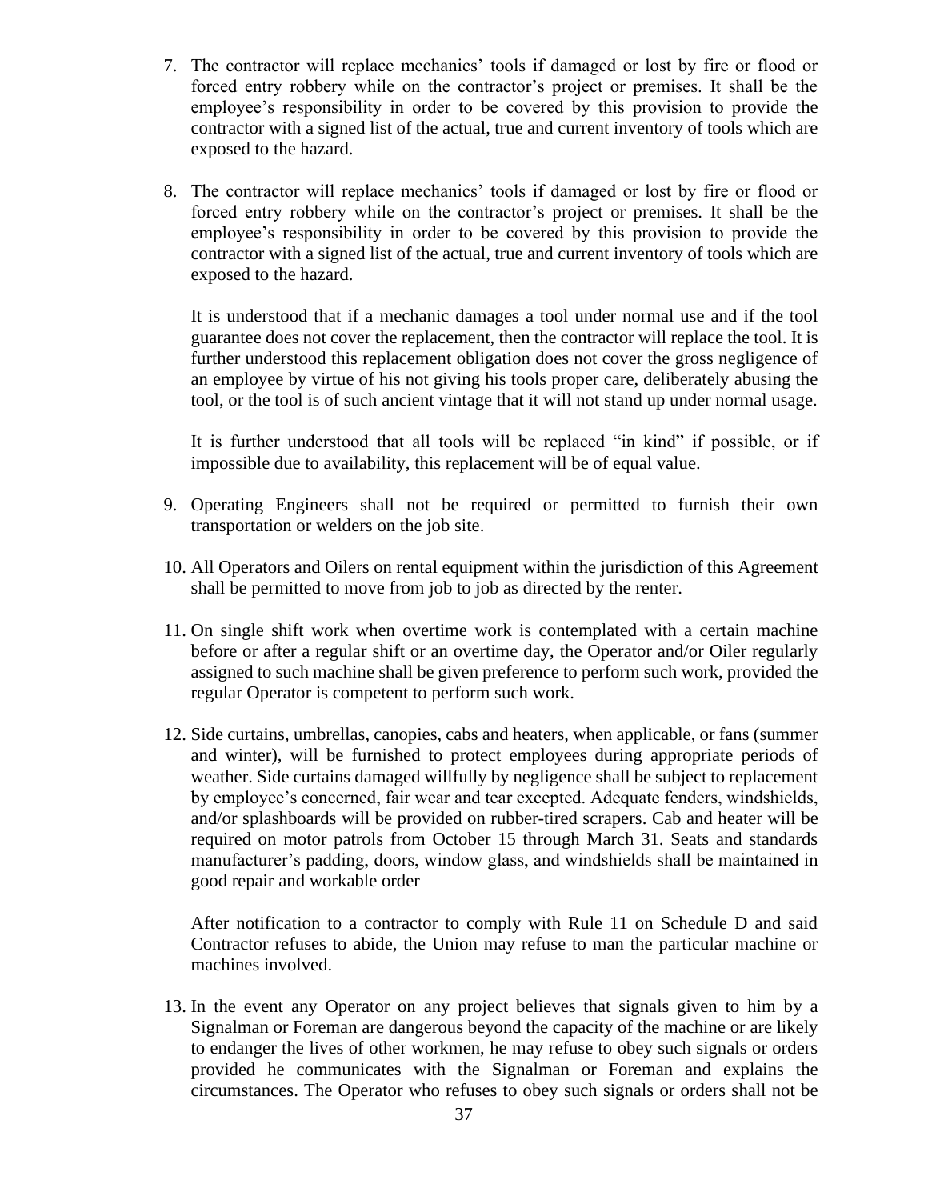7. The contractor will replace mechanics' tools if damaged or lost by fire or flood or forced entry robbery while on the contractor's project or premises. It shall be the employee's responsibility in order to be covered by this provision to provide the contractor with a signed list of the actual, true and current inventory of tools which are exposed to the hazard.

8. The contractor will replace mechanics' tools if damaged or lost by fire or flood or forced entry robbery while on the contractor's project or premises. It shall be the employee's responsibility in order to be covered by this provision to provide the contractor with a signed list of the actual, true and current inventory of tools which are exposed to the hazard.

   It is understood that if a mechanic damages a tool under normal use and if the tool guarantee does not cover the replacement, then the contractor will replace the tool. It is further understood this replacement obligation does not cover the gross negligence of an employee by virtue of his not giving his tools proper care, deliberately abusing the tool, or the tool is of such ancient vintage that it will not stand up under normal usage.

   It is further understood that all tools will be replaced "in kind" if possible, or if impossible due to availability, this replacement will be of equal value.

9. Operating Engineers shall not be required or permitted to furnish their own transportation or welders on the job site.

10. All Operators and Oilers on rental equipment within the jurisdiction of this Agreement shall be permitted to move from job to job as directed by the renter.

11. On single shift work when overtime work is contemplated with a certain machine before or after a regular shift or an overtime day, the Operator and/or Oiler regularly assigned to such machine shall be given preference to perform such work, provided the regular Operator is competent to perform such work.

12. Side curtains, umbrellas, canopies, cabs and heaters, when applicable, or fans (summer and winter), will be furnished to protect employees during appropriate periods of weather. Side curtains damaged willfully by negligence shall be subject to replacement by employee's concerned, fair wear and tear excepted. Adequate fenders, windshields, and/or splashboards will be provided on rubber-tired scrapers. Cab and heater will be required on motor patrols from October 15 through March 31. Seats and standards manufacturer's padding, doors, window glass, and windshields shall be maintained in good repair and workable order

    After notification to a contractor to comply with Rule 11 on Schedule D and said Contractor refuses to abide, the Union may refuse to man the particular machine or machines involved.

13. In the event any Operator on any project believes that signals given to him by a Signalman or Foreman are dangerous beyond the capacity of the machine or are likely to endanger the lives of other workmen, he may refuse to obey such signals or orders provided he communicates with the Signalman or Foreman and explains the circumstances. The Operator who refuses to obey such signals or orders shall not be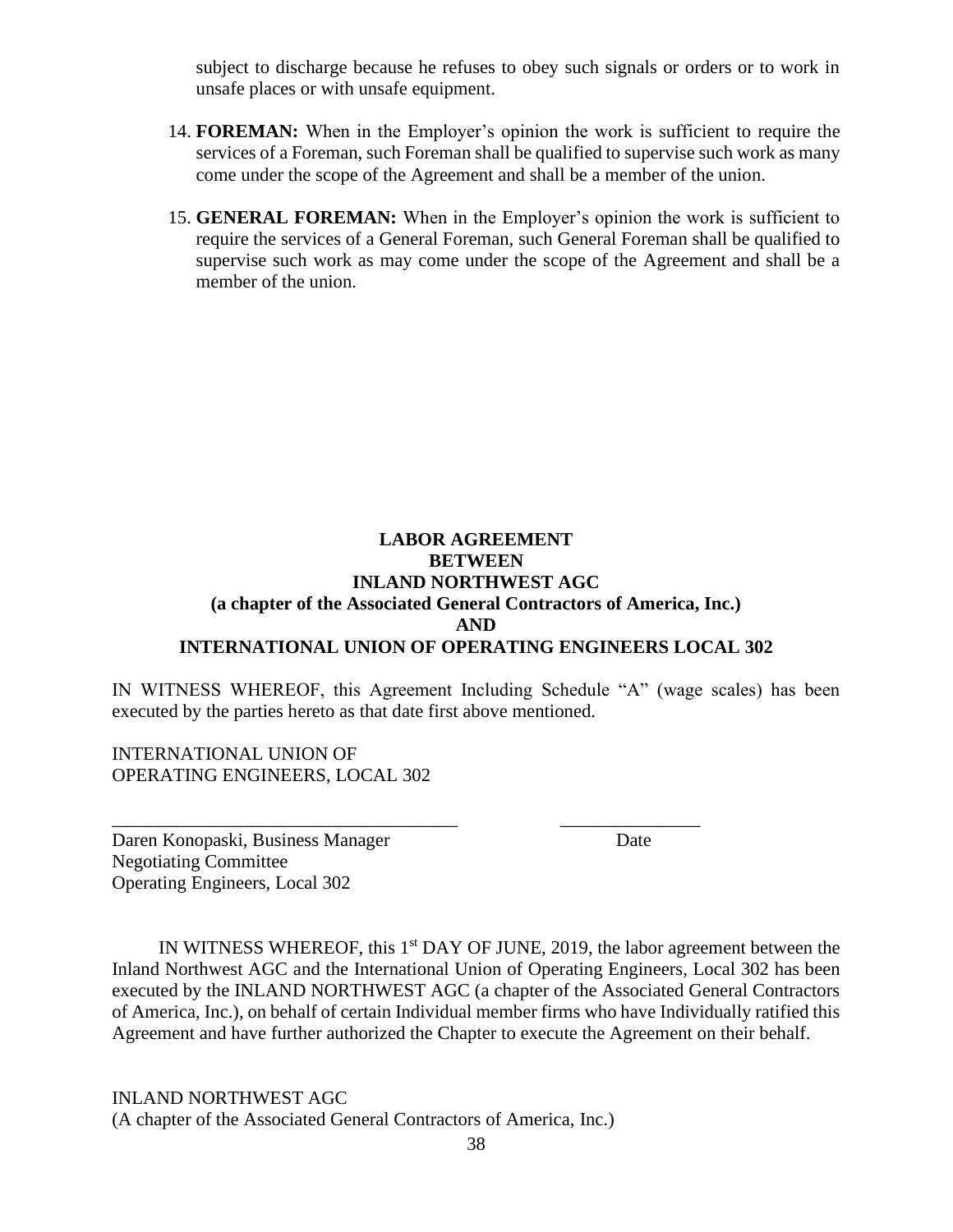subject to discharge because he refuses to obey such signals or orders or to work in unsafe places or with unsafe equipment.

14. **FOREMAN:** When in the Employer's opinion the work is sufficient to require the services of a Foreman, such Foreman shall be qualified to supervise such work as many come under the scope of the Agreement and shall be a member of the union.

15. **GENERAL FOREMAN:** When in the Employer's opinion the work is sufficient to require the services of a General Foreman, such General Foreman shall be qualified to supervise such work as may come under the scope of the Agreement and shall be a member of the union.

**LABOR AGREEMENT**
**BETWEEN**
**INLAND NORTHWEST AGC**
**(a chapter of the Associated General Contractors of America, Inc.)**
**AND**
**INTERNATIONAL UNION OF OPERATING ENGINEERS LOCAL 302**

IN WITNESS WHEREOF, this Agreement Including Schedule "A" (wage scales) has been executed by the parties hereto as that date first above mentioned.

INTERNATIONAL UNION OF
OPERATING ENGINEERS, LOCAL 302

____________________________________ _______________

Daren Konopaski, Business Manager Date
Negotiating Committee
Operating Engineers, Local 302

IN WITNESS WHEREOF, this 1st DAY OF JUNE, 2019, the labor agreement between the Inland Northwest AGC and the International Union of Operating Engineers, Local 302 has been executed by the INLAND NORTHWEST AGC (a chapter of the Associated General Contractors of America, Inc.), on behalf of certain Individual member firms who have Individually ratified this Agreement and have further authorized the Chapter to execute the Agreement on their behalf.

INLAND NORTHWEST AGC
(A chapter of the Associated General Contractors of America, Inc.)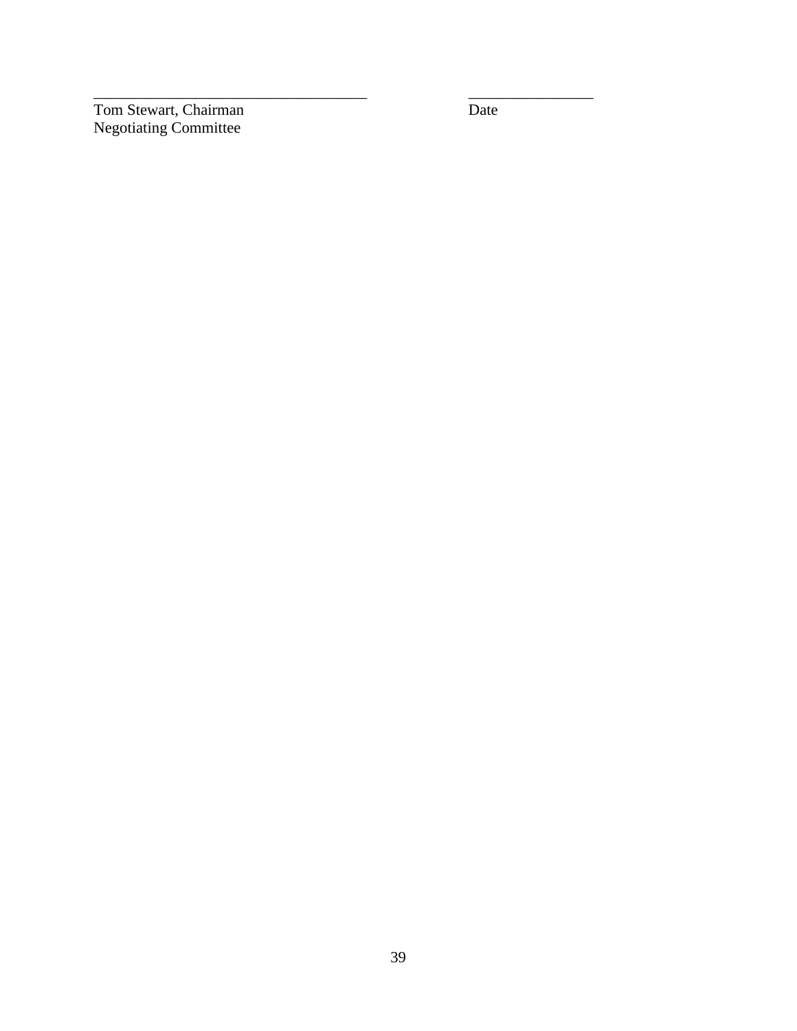\_\_\_\_\_\_\_\_\_\_\_\_\_\_\_\_\_\_\_\_\_\_\_\_\_\_\_\_\_\_\_\_\_\_\_\_ \_\_\_\_\_\_\_\_\_\_\_\_\_\_\_\_\_\_

Tom Stewart, Chairman Date

Negotiating Committee